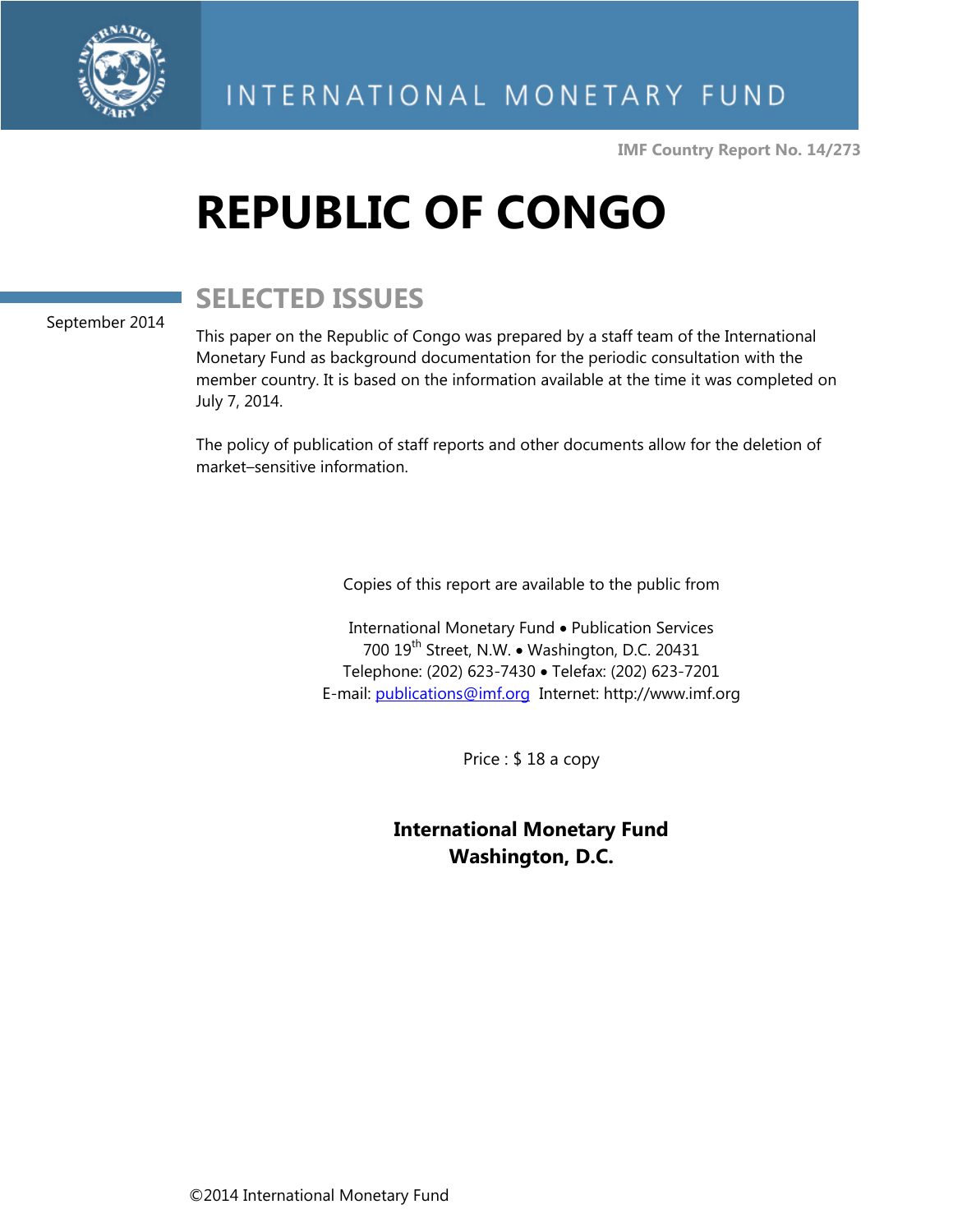INTERNATIONAL MONETARY FUND

IMF Country Report No. 14/273

# REPUBLIC OF CONGO

## SELECTED ISSUES

September 2014

This paper on the Republic of Congo was prepared by a staff team of the International Monetary Fund as background documentation for the periodic consultation with the member country. It is based on the information available at the time it was completed on July 7, 2014.

The policy of publication of staff reports and other documents allow for the deletion of market–sensitive information.

Copies of this report are available to the public from

International Monetary Fund • Publication Services
700 19th Street, N.W. • Washington, D.C. 20431
Telephone: (202) 623-7430 • Telefax: (202) 623-7201
E-mail: publications@imf.org Internet: http://www.imf.org

Price : $ 18 a copy

**International Monetary Fund**
**Washington, D.C.**

©2014 International Monetary Fund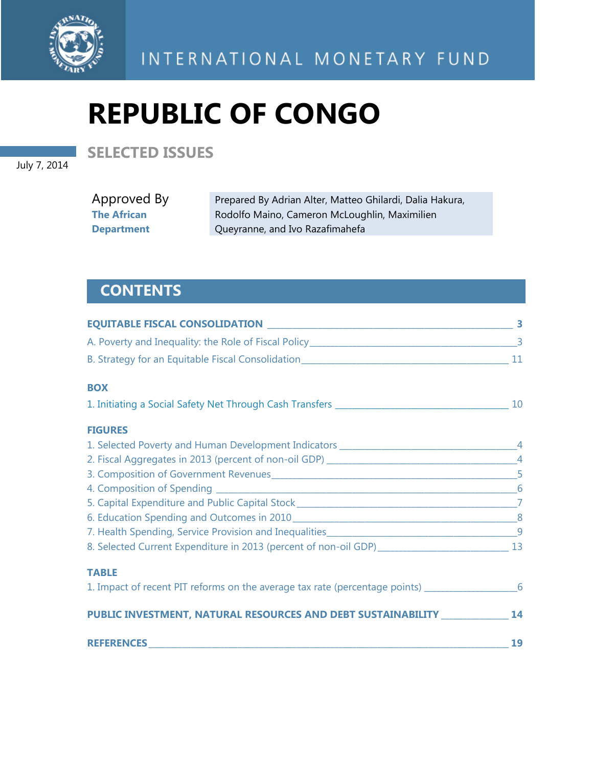INTERNATIONAL MONETARY FUND

# REPUBLIC OF CONGO

## SELECTED ISSUES

July 7, 2014

Approved By **The African Department**

Prepared By Adrian Alter, Matteo Ghilardi, Dalia Hakura, Rodolfo Maino, Cameron McLoughlin, Maximilien Queyranne, and Ivo Razafimahefa

## CONTENTS

**EQUITABLE FISCAL CONSOLIDATION** __________ **3**

A. Poverty and Inequality: the Role of Fiscal Policy __________ 3

B. Strategy for an Equitable Fiscal Consolidation __________ 11

**BOX**

1. Initiating a Social Safety Net Through Cash Transfers __________ 10

**FIGURES**

1. Selected Poverty and Human Development Indicators __________ 4
2. Fiscal Aggregates in 2013 (percent of non-oil GDP) __________ 4
3. Composition of Government Revenues __________ 5
4. Composition of Spending __________ 6
5. Capital Expenditure and Public Capital Stock __________ 7
6. Education Spending and Outcomes in 2010 __________ 8
7. Health Spending, Service Provision and Inequalities __________ 9
8. Selected Current Expenditure in 2013 (percent of non-oil GDP) __________ 13

**TABLE**

1. Impact of recent PIT reforms on the average tax rate (percentage points) __________ 6

**PUBLIC INVESTMENT, NATURAL RESOURCES AND DEBT SUSTAINABILITY** __________ **14**

**REFERENCES** __________ **19**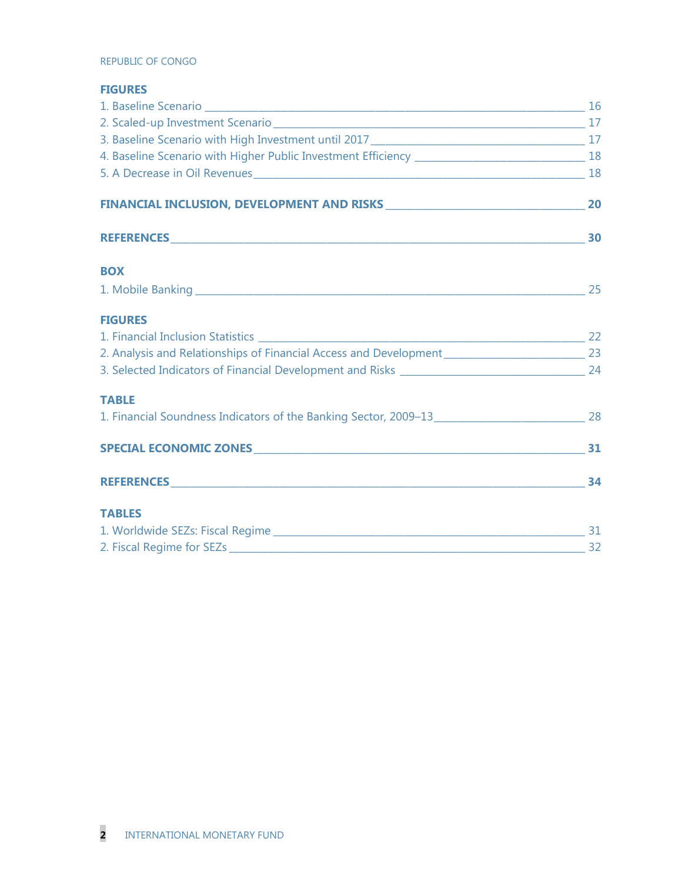**FIGURES**

1. Baseline Scenario _______________ 16
2. Scaled-up Investment Scenario _______________ 17
3. Baseline Scenario with High Investment until 2017 _______________ 17
4. Baseline Scenario with Higher Public Investment Efficiency _______________ 18
5. A Decrease in Oil Revenues _______________ 18

**FINANCIAL INCLUSION, DEVELOPMENT AND RISKS _______________ 20**

**REFERENCES _______________ 30**

**BOX**

1. Mobile Banking _______________ 25

**FIGURES**

1. Financial Inclusion Statistics _______________ 22
2. Analysis and Relationships of Financial Access and Development _______________ 23
3. Selected Indicators of Financial Development and Risks _______________ 24

**TABLE**

1. Financial Soundness Indicators of the Banking Sector, 2009–13 _______________ 28

**SPECIAL ECONOMIC ZONES _______________ 31**

**REFERENCES _______________ 34**

**TABLES**

1. Worldwide SEZs: Fiscal Regime _______________ 31
2. Fiscal Regime for SEZs _______________ 32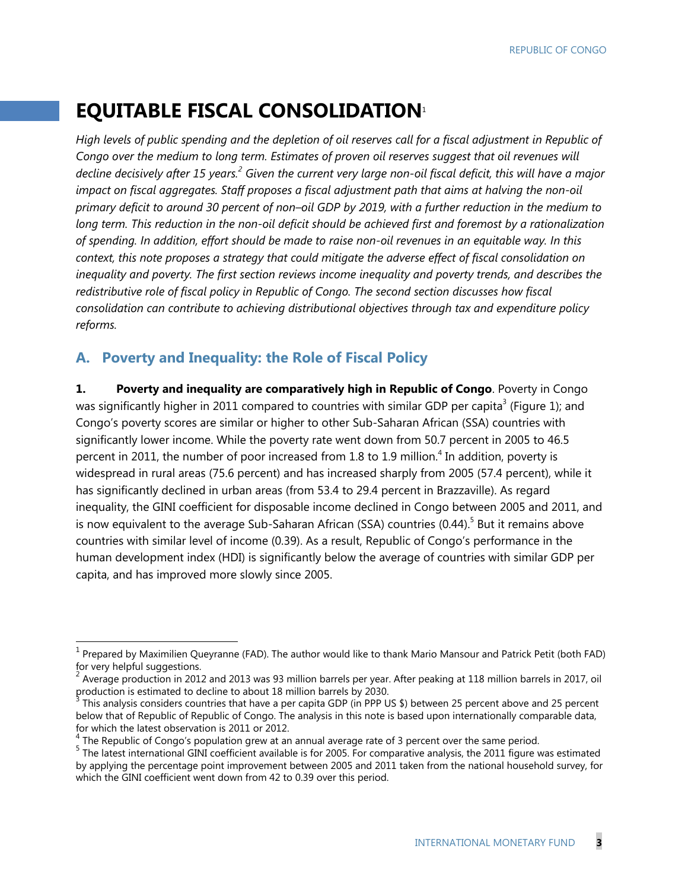# EQUITABLE FISCAL CONSOLIDATION[1]

*High levels of public spending and the depletion of oil reserves call for a fiscal adjustment in Republic of Congo over the medium to long term. Estimates of proven oil reserves suggest that oil revenues will decline decisively after 15 years.[2] Given the current very large non-oil fiscal deficit, this will have a major impact on fiscal aggregates. Staff proposes a fiscal adjustment path that aims at halving the non-oil primary deficit to around 30 percent of non–oil GDP by 2019, with a further reduction in the medium to long term. This reduction in the non-oil deficit should be achieved first and foremost by a rationalization of spending. In addition, effort should be made to raise non-oil revenues in an equitable way. In this context, this note proposes a strategy that could mitigate the adverse effect of fiscal consolidation on inequality and poverty. The first section reviews income inequality and poverty trends, and describes the redistributive role of fiscal policy in Republic of Congo. The second section discusses how fiscal consolidation can contribute to achieving distributional objectives through tax and expenditure policy reforms.*

## A. Poverty and Inequality: the Role of Fiscal Policy

**1. Poverty and inequality are comparatively high in Republic of Congo**. Poverty in Congo was significantly higher in 2011 compared to countries with similar GDP per capita[3] (Figure 1); and Congo's poverty scores are similar or higher to other Sub-Saharan African (SSA) countries with significantly lower income. While the poverty rate went down from 50.7 percent in 2005 to 46.5 percent in 2011, the number of poor increased from 1.8 to 1.9 million.[4] In addition, poverty is widespread in rural areas (75.6 percent) and has increased sharply from 2005 (57.4 percent), while it has significantly declined in urban areas (from 53.4 to 29.4 percent in Brazzaville). As regard inequality, the GINI coefficient for disposable income declined in Congo between 2005 and 2011, and is now equivalent to the average Sub-Saharan African (SSA) countries (0.44).[5] But it remains above countries with similar level of income (0.39). As a result, Republic of Congo's performance in the human development index (HDI) is significantly below the average of countries with similar GDP per capita, and has improved more slowly since 2005.

---

[1] Prepared by Maximilien Queyranne (FAD). The author would like to thank Mario Mansour and Patrick Petit (both FAD) for very helpful suggestions.

[2] Average production in 2012 and 2013 was 93 million barrels per year. After peaking at 118 million barrels in 2017, oil production is estimated to decline to about 18 million barrels by 2030.

[3] This analysis considers countries that have a per capita GDP (in PPP US $) between 25 percent above and 25 percent below that of Republic of Republic of Congo. The analysis in this note is based upon internationally comparable data, for which the latest observation is 2011 or 2012.

[4] The Republic of Congo's population grew at an annual average rate of 3 percent over the same period.

[5] The latest international GINI coefficient available is for 2005. For comparative analysis, the 2011 figure was estimated by applying the percentage point improvement between 2005 and 2011 taken from the national household survey, for which the GINI coefficient went down from 42 to 0.39 over this period.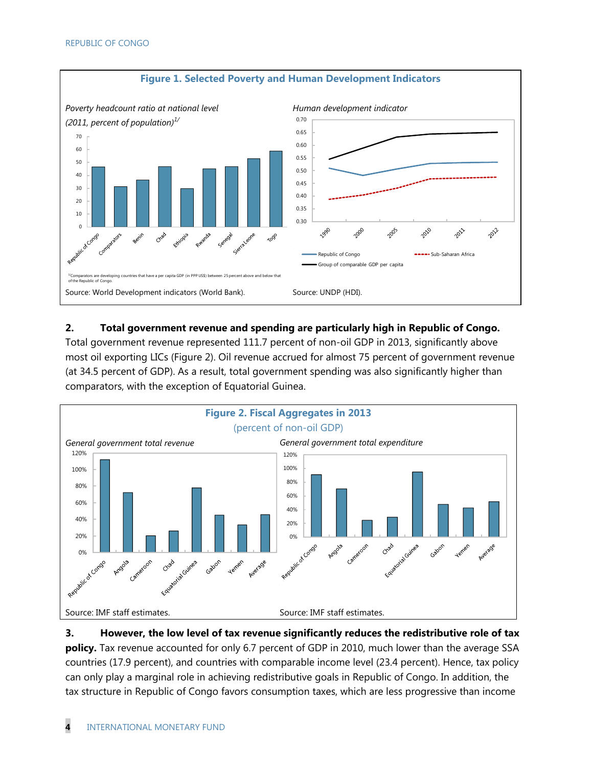**Figure 1. Selected Poverty and Human Development Indicators**

*Poverty headcount ratio at national level (2011, percent of population)*[1/]

[1/]Comparators are developing countries that have a per capita GDP (in PPP US$) between 25 percent above and below that of the Republic of Congo.

Source: World Development indicators (World Bank).

*Human development indicator*

Source: UNDP (HDI).

2. **Total government revenue and spending are particularly high in Republic of Congo.** Total government revenue represented 111.7 percent of non-oil GDP in 2013, significantly above most oil exporting LICs (Figure 2). Oil revenue accrued for almost 75 percent of government revenue (at 34.5 percent of GDP). As a result, total government spending was also significantly higher than comparators, with the exception of Equatorial Guinea.

**Figure 2. Fiscal Aggregates in 2013**

(percent of non-oil GDP)

*General government total revenue*

Source: IMF staff estimates.

*General government total expenditure*

Source: IMF staff estimates.

3. **However, the low level of tax revenue significantly reduces the redistributive role of tax policy.** Tax revenue accounted for only 6.7 percent of GDP in 2010, much lower than the average SSA countries (17.9 percent), and countries with comparable income level (23.4 percent). Hence, tax policy can only play a marginal role in achieving redistributive goals in Republic of Congo. In addition, the tax structure in Republic of Congo favors consumption taxes, which are less progressive than income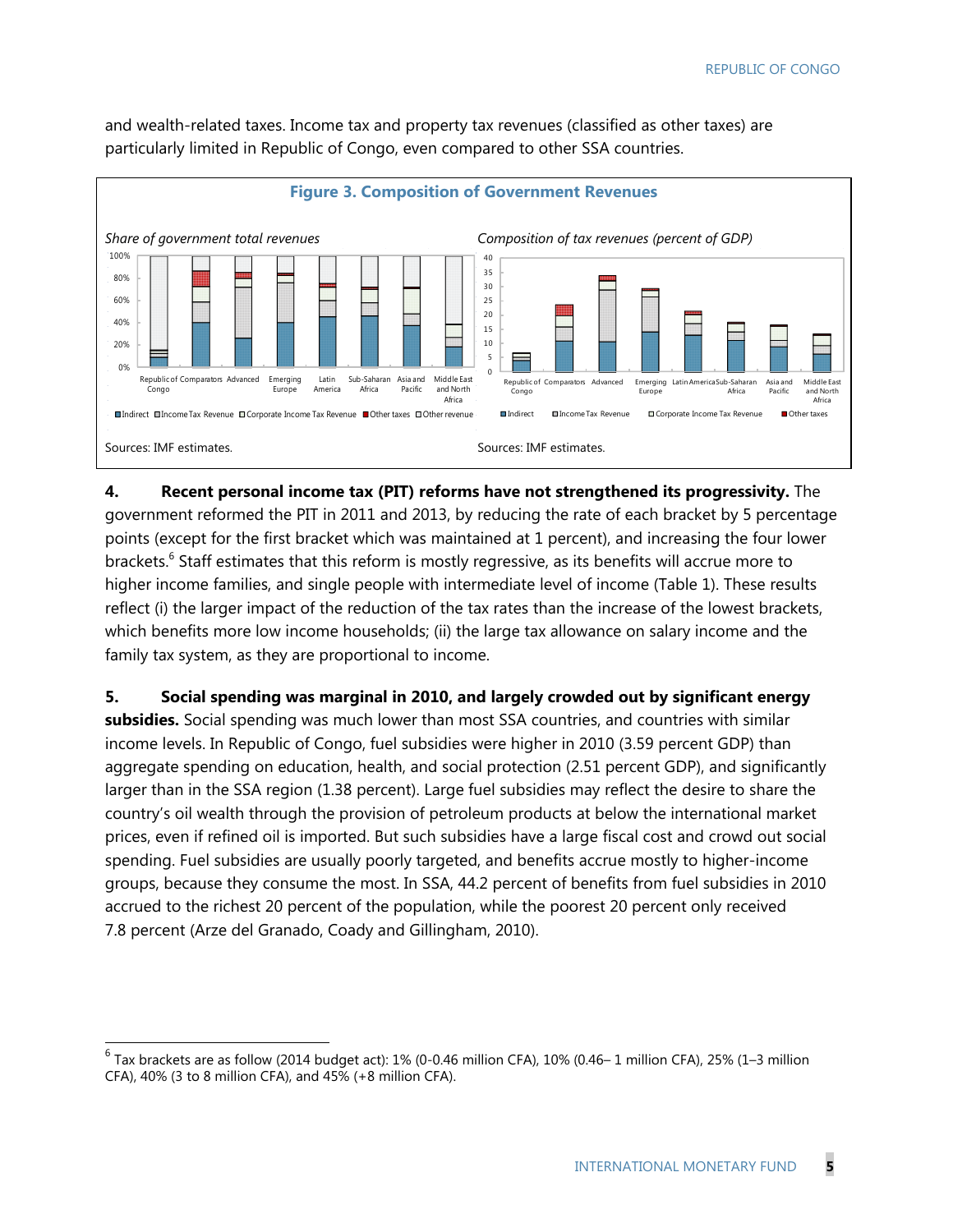and wealth-related taxes. Income tax and property tax revenues (classified as other taxes) are particularly limited in Republic of Congo, even compared to other SSA countries.

**Figure 3. Composition of Government Revenues**

*Share of government total revenues*

Sources: IMF estimates.

*Composition of tax revenues (percent of GDP)*

Sources: IMF estimates.

4. **Recent personal income tax (PIT) reforms have not strengthened its progressivity.** The government reformed the PIT in 2011 and 2013, by reducing the rate of each bracket by 5 percentage points (except for the first bracket which was maintained at 1 percent), and increasing the four lower brackets.[6] Staff estimates that this reform is mostly regressive, as its benefits will accrue more to higher income families, and single people with intermediate level of income (Table 1). These results reflect (i) the larger impact of the reduction of the tax rates than the increase of the lowest brackets, which benefits more low income households; (ii) the large tax allowance on salary income and the family tax system, as they are proportional to income.

5. **Social spending was marginal in 2010, and largely crowded out by significant energy subsidies.** Social spending was much lower than most SSA countries, and countries with similar income levels. In Republic of Congo, fuel subsidies were higher in 2010 (3.59 percent GDP) than aggregate spending on education, health, and social protection (2.51 percent GDP), and significantly larger than in the SSA region (1.38 percent). Large fuel subsidies may reflect the desire to share the country's oil wealth through the provision of petroleum products at below the international market prices, even if refined oil is imported. But such subsidies have a large fiscal cost and crowd out social spending. Fuel subsidies are usually poorly targeted, and benefits accrue mostly to higher-income groups, because they consume the most. In SSA, 44.2 percent of benefits from fuel subsidies in 2010 accrued to the richest 20 percent of the population, while the poorest 20 percent only received 7.8 percent (Arze del Granado, Coady and Gillingham, 2010).

[6] Tax brackets are as follow (2014 budget act): 1% (0-0.46 million CFA), 10% (0.46– 1 million CFA), 25% (1–3 million CFA), 40% (3 to 8 million CFA), and 45% (+8 million CFA).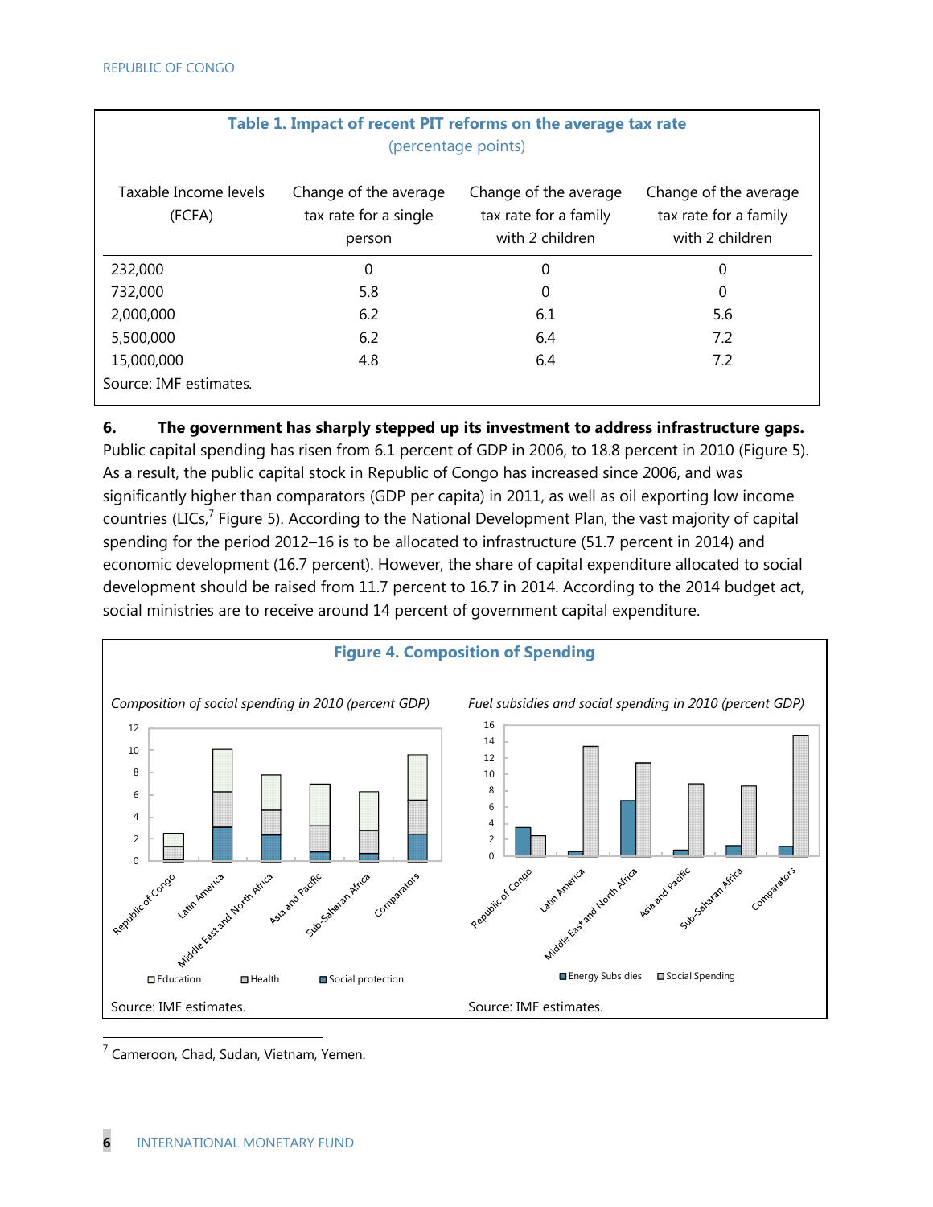**Table 1. Impact of recent PIT reforms on the average tax rate**
(percentage points)

| Taxable Income levels (FCFA) | Change of the average tax rate for a single person | Change of the average tax rate for a family with 2 children | Change of the average tax rate for a family with 2 children |
|---|---|---|---|
| 232,000 | 0 | 0 | 0 |
| 732,000 | 5.8 | 0 | 0 |
| 2,000,000 | 6.2 | 6.1 | 5.6 |
| 5,500,000 | 6.2 | 6.4 | 7.2 |
| 15,000,000 | 4.8 | 6.4 | 7.2 |

Source: IMF estimates.

**6. The government has sharply stepped up its investment to address infrastructure gaps.** Public capital spending has risen from 6.1 percent of GDP in 2006, to 18.8 percent in 2010 (Figure 5). As a result, the public capital stock in Republic of Congo has increased since 2006, and was significantly higher than comparators (GDP per capita) in 2011, as well as oil exporting low income countries (LICs,[7] Figure 5). According to the National Development Plan, the vast majority of capital spending for the period 2012–16 is to be allocated to infrastructure (51.7 percent in 2014) and economic development (16.7 percent). However, the share of capital expenditure allocated to social development should be raised from 11.7 percent to 16.7 in 2014. According to the 2014 budget act, social ministries are to receive around 14 percent of government capital expenditure.

**Figure 4. Composition of Spending**

*Composition of social spending in 2010 (percent GDP)*

Source: IMF estimates.

*Fuel subsidies and social spending in 2010 (percent GDP)*

Source: IMF estimates.

[7] Cameroon, Chad, Sudan, Vietnam, Yemen.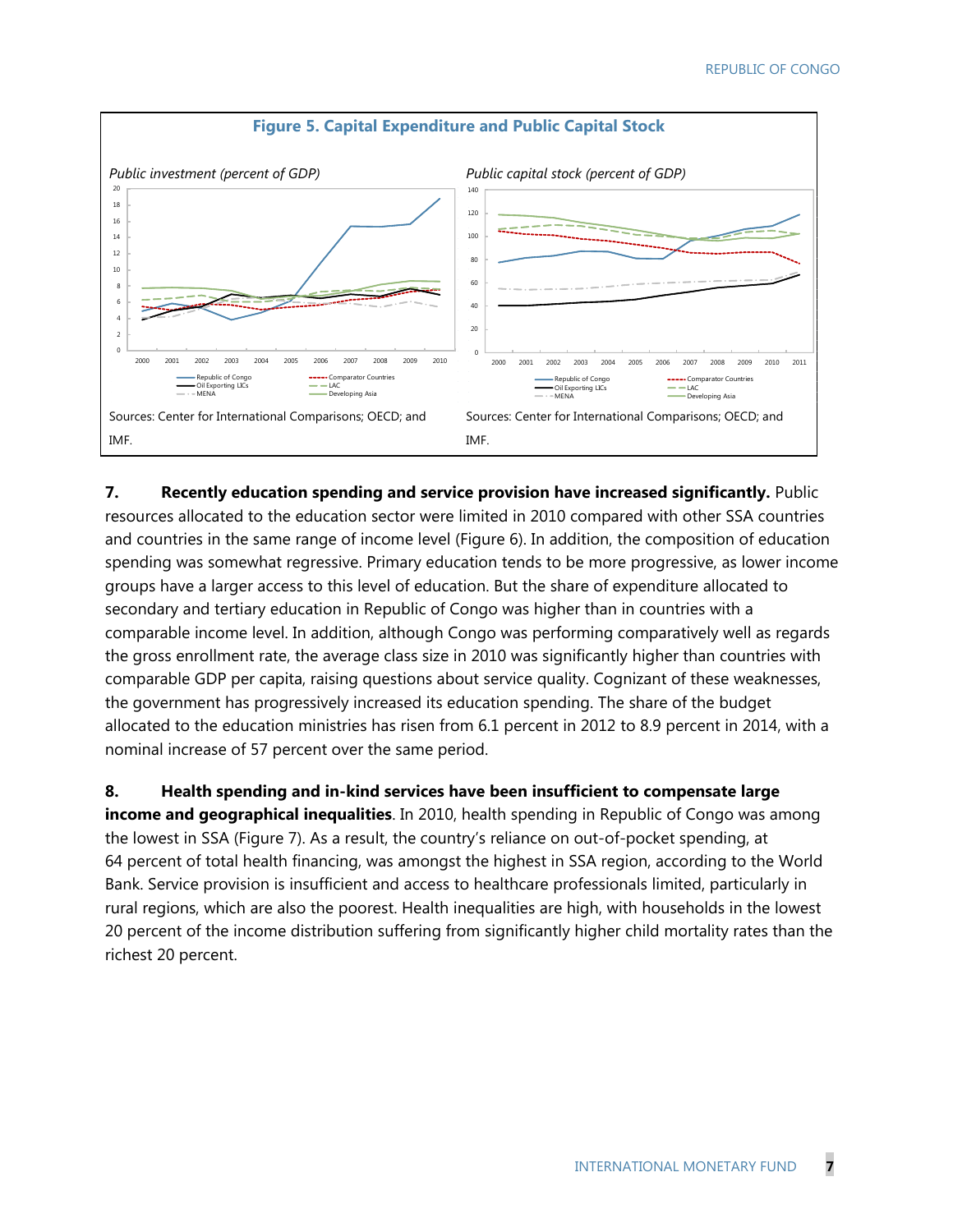**Figure 5. Capital Expenditure and Public Capital Stock**

*Public investment (percent of GDP)*

Sources: Center for International Comparisons; OECD; and IMF.

*Public capital stock (percent of GDP)*

Sources: Center for International Comparisons; OECD; and IMF.

7. **Recently education spending and service provision have increased significantly.** Public resources allocated to the education sector were limited in 2010 compared with other SSA countries and countries in the same range of income level (Figure 6). In addition, the composition of education spending was somewhat regressive. Primary education tends to be more progressive, as lower income groups have a larger access to this level of education. But the share of expenditure allocated to secondary and tertiary education in Republic of Congo was higher than in countries with a comparable income level. In addition, although Congo was performing comparatively well as regards the gross enrollment rate, the average class size in 2010 was significantly higher than countries with comparable GDP per capita, raising questions about service quality. Cognizant of these weaknesses, the government has progressively increased its education spending. The share of the budget allocated to the education ministries has risen from 6.1 percent in 2012 to 8.9 percent in 2014, with a nominal increase of 57 percent over the same period.

8. **Health spending and in-kind services have been insufficient to compensate large income and geographical inequalities**. In 2010, health spending in Republic of Congo was among the lowest in SSA (Figure 7). As a result, the country's reliance on out-of-pocket spending, at 64 percent of total health financing, was amongst the highest in SSA region, according to the World Bank. Service provision is insufficient and access to healthcare professionals limited, particularly in rural regions, which are also the poorest. Health inequalities are high, with households in the lowest 20 percent of the income distribution suffering from significantly higher child mortality rates than the richest 20 percent.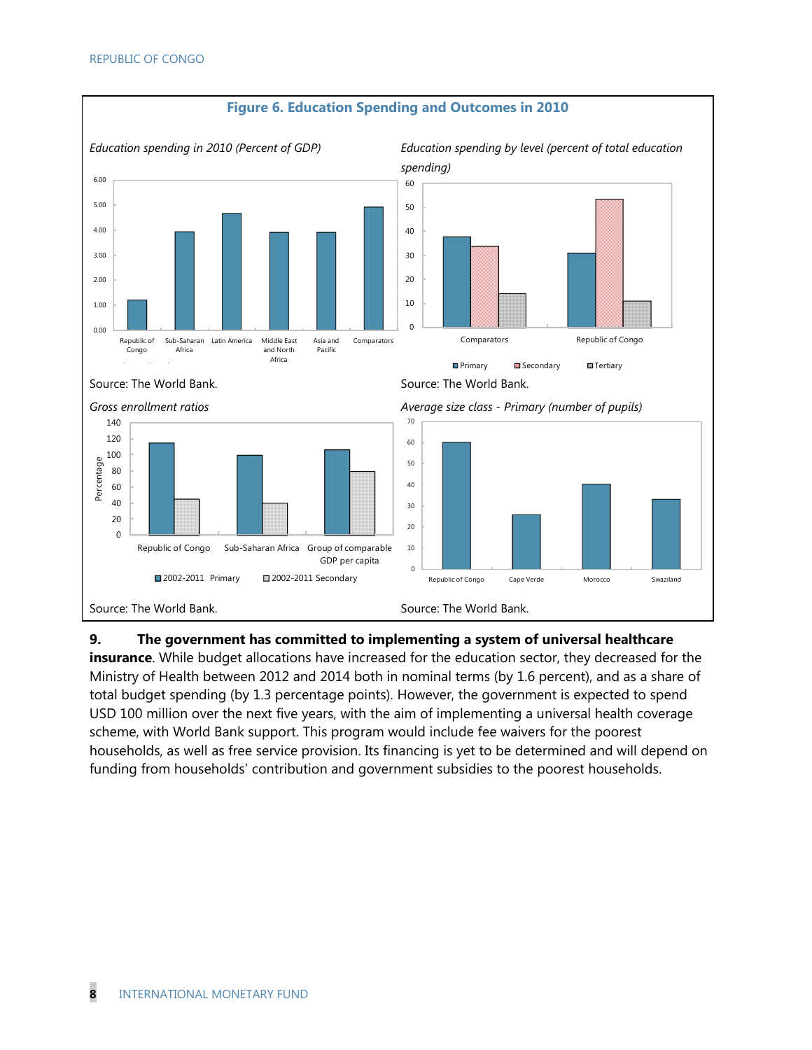**Figure 6. Education Spending and Outcomes in 2010**

*Education spending in 2010 (Percent of GDP)*

Source: The World Bank.

*Education spending by level (percent of total education spending)*

Source: The World Bank.

*Gross enrollment ratios*

Source: The World Bank.

*Average size class - Primary (number of pupils)*

Source: The World Bank.

**9. The government has committed to implementing a system of universal healthcare insurance**. While budget allocations have increased for the education sector, they decreased for the Ministry of Health between 2012 and 2014 both in nominal terms (by 1.6 percent), and as a share of total budget spending (by 1.3 percentage points). However, the government is expected to spend USD 100 million over the next five years, with the aim of implementing a universal health coverage scheme, with World Bank support. This program would include fee waivers for the poorest households, as well as free service provision. Its financing is yet to be determined and will depend on funding from households' contribution and government subsidies to the poorest households.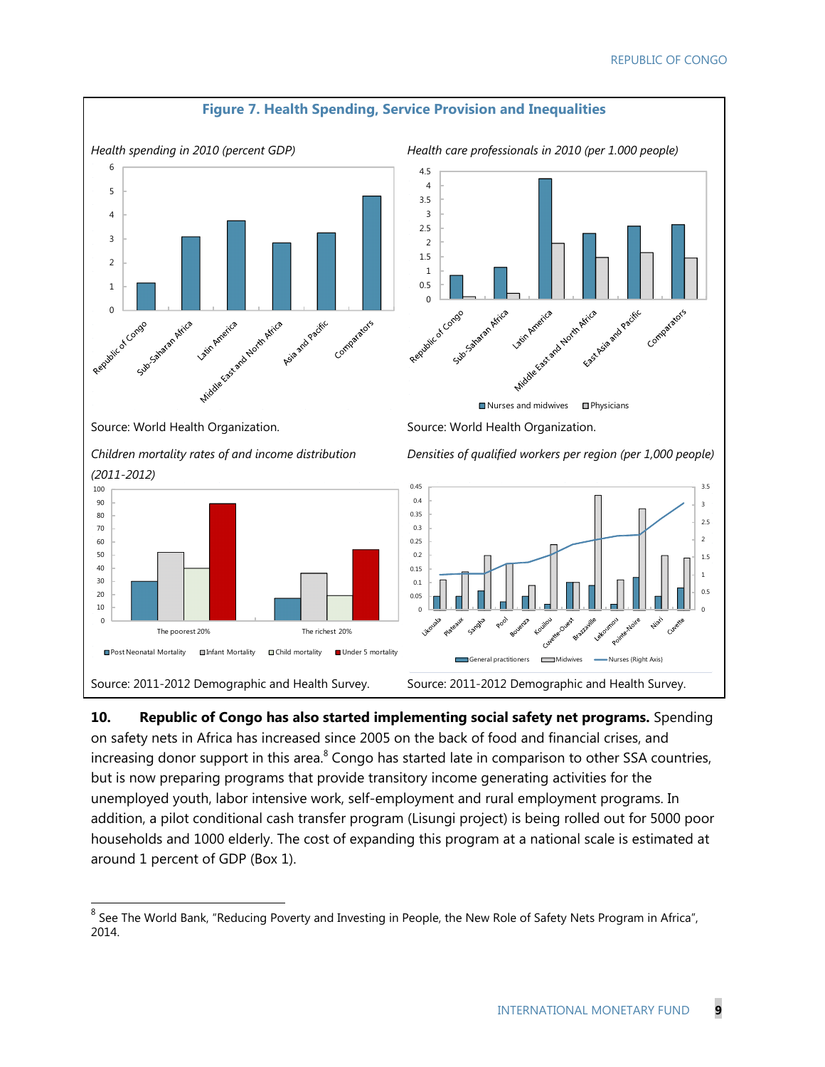**Figure 7. Health Spending, Service Provision and Inequalities**

*Health spending in 2010 (percent GDP)*

Source: World Health Organization.

*Health care professionals in 2010 (per 1.000 people)*

Source: World Health Organization.

*Children mortality rates of and income distribution (2011-2012)*

Source: 2011-2012 Demographic and Health Survey.

*Densities of qualified workers per region (per 1,000 people)*

Source: 2011-2012 Demographic and Health Survey.

**10. Republic of Congo has also started implementing social safety net programs.** Spending on safety nets in Africa has increased since 2005 on the back of food and financial crises, and increasing donor support in this area.[8] Congo has started late in comparison to other SSA countries, but is now preparing programs that provide transitory income generating activities for the unemployed youth, labor intensive work, self-employment and rural employment programs. In addition, a pilot conditional cash transfer program (Lisungi project) is being rolled out for 5000 poor households and 1000 elderly. The cost of expanding this program at a national scale is estimated at around 1 percent of GDP (Box 1).

[8] See The World Bank, "Reducing Poverty and Investing in People, the New Role of Safety Nets Program in Africa", 2014.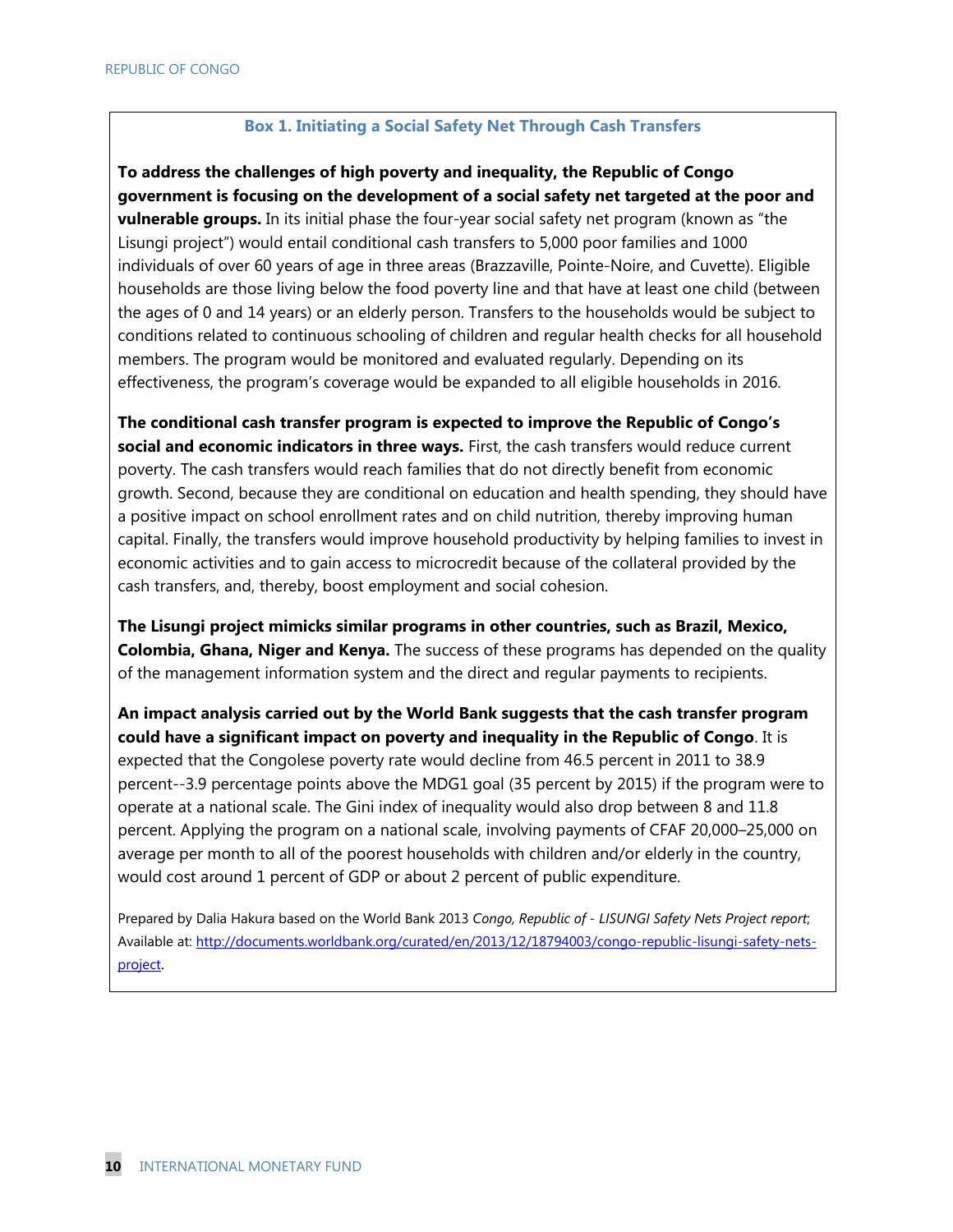### Box 1. Initiating a Social Safety Net Through Cash Transfers

**To address the challenges of high poverty and inequality, the Republic of Congo government is focusing on the development of a social safety net targeted at the poor and vulnerable groups.** In its initial phase the four-year social safety net program (known as "the Lisungi project") would entail conditional cash transfers to 5,000 poor families and 1000 individuals of over 60 years of age in three areas (Brazzaville, Pointe-Noire, and Cuvette). Eligible households are those living below the food poverty line and that have at least one child (between the ages of 0 and 14 years) or an elderly person. Transfers to the households would be subject to conditions related to continuous schooling of children and regular health checks for all household members. The program would be monitored and evaluated regularly. Depending on its effectiveness, the program's coverage would be expanded to all eligible households in 2016.

**The conditional cash transfer program is expected to improve the Republic of Congo's social and economic indicators in three ways.** First, the cash transfers would reduce current poverty. The cash transfers would reach families that do not directly benefit from economic growth. Second, because they are conditional on education and health spending, they should have a positive impact on school enrollment rates and on child nutrition, thereby improving human capital. Finally, the transfers would improve household productivity by helping families to invest in economic activities and to gain access to microcredit because of the collateral provided by the cash transfers, and, thereby, boost employment and social cohesion.

**The Lisungi project mimicks similar programs in other countries, such as Brazil, Mexico, Colombia, Ghana, Niger and Kenya.** The success of these programs has depended on the quality of the management information system and the direct and regular payments to recipients.

**An impact analysis carried out by the World Bank suggests that the cash transfer program could have a significant impact on poverty and inequality in the Republic of Congo**. It is expected that the Congolese poverty rate would decline from 46.5 percent in 2011 to 38.9 percent--3.9 percentage points above the MDG1 goal (35 percent by 2015) if the program were to operate at a national scale. The Gini index of inequality would also drop between 8 and 11.8 percent. Applying the program on a national scale, involving payments of CFAF 20,000–25,000 on average per month to all of the poorest households with children and/or elderly in the country, would cost around 1 percent of GDP or about 2 percent of public expenditure.

Prepared by Dalia Hakura based on the World Bank 2013 *Congo, Republic of - LISUNGI Safety Nets Project report*; Available at: [http://documents.worldbank.org/curated/en/2013/12/18794003/congo-republic-lisungi-safety-nets-project](http://documents.worldbank.org/curated/en/2013/12/18794003/congo-republic-lisungi-safety-nets-project).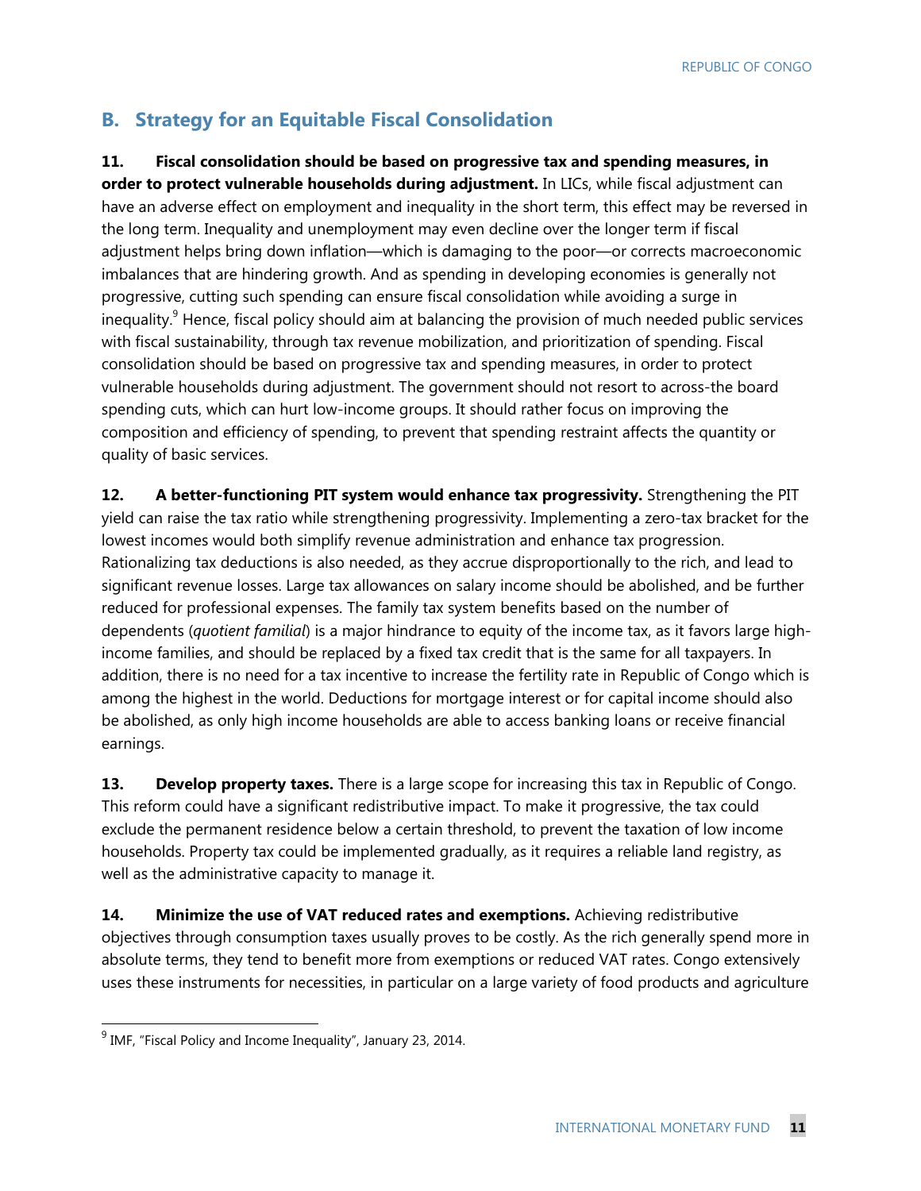## B. Strategy for an Equitable Fiscal Consolidation

**11. Fiscal consolidation should be based on progressive tax and spending measures, in order to protect vulnerable households during adjustment.** In LICs, while fiscal adjustment can have an adverse effect on employment and inequality in the short term, this effect may be reversed in the long term. Inequality and unemployment may even decline over the longer term if fiscal adjustment helps bring down inflation—which is damaging to the poor—or corrects macroeconomic imbalances that are hindering growth. And as spending in developing economies is generally not progressive, cutting such spending can ensure fiscal consolidation while avoiding a surge in inequality.[9] Hence, fiscal policy should aim at balancing the provision of much needed public services with fiscal sustainability, through tax revenue mobilization, and prioritization of spending. Fiscal consolidation should be based on progressive tax and spending measures, in order to protect vulnerable households during adjustment. The government should not resort to across-the board spending cuts, which can hurt low-income groups. It should rather focus on improving the composition and efficiency of spending, to prevent that spending restraint affects the quantity or quality of basic services.

**12. A better-functioning PIT system would enhance tax progressivity.** Strengthening the PIT yield can raise the tax ratio while strengthening progressivity. Implementing a zero-tax bracket for the lowest incomes would both simplify revenue administration and enhance tax progression. Rationalizing tax deductions is also needed, as they accrue disproportionally to the rich, and lead to significant revenue losses. Large tax allowances on salary income should be abolished, and be further reduced for professional expenses. The family tax system benefits based on the number of dependents (*quotient familial*) is a major hindrance to equity of the income tax, as it favors large high-income families, and should be replaced by a fixed tax credit that is the same for all taxpayers. In addition, there is no need for a tax incentive to increase the fertility rate in Republic of Congo which is among the highest in the world. Deductions for mortgage interest or for capital income should also be abolished, as only high income households are able to access banking loans or receive financial earnings.

**13. Develop property taxes.** There is a large scope for increasing this tax in Republic of Congo. This reform could have a significant redistributive impact. To make it progressive, the tax could exclude the permanent residence below a certain threshold, to prevent the taxation of low income households. Property tax could be implemented gradually, as it requires a reliable land registry, as well as the administrative capacity to manage it.

**14. Minimize the use of VAT reduced rates and exemptions.** Achieving redistributive objectives through consumption taxes usually proves to be costly. As the rich generally spend more in absolute terms, they tend to benefit more from exemptions or reduced VAT rates. Congo extensively uses these instruments for necessities, in particular on a large variety of food products and agriculture

[9] IMF, "Fiscal Policy and Income Inequality", January 23, 2014.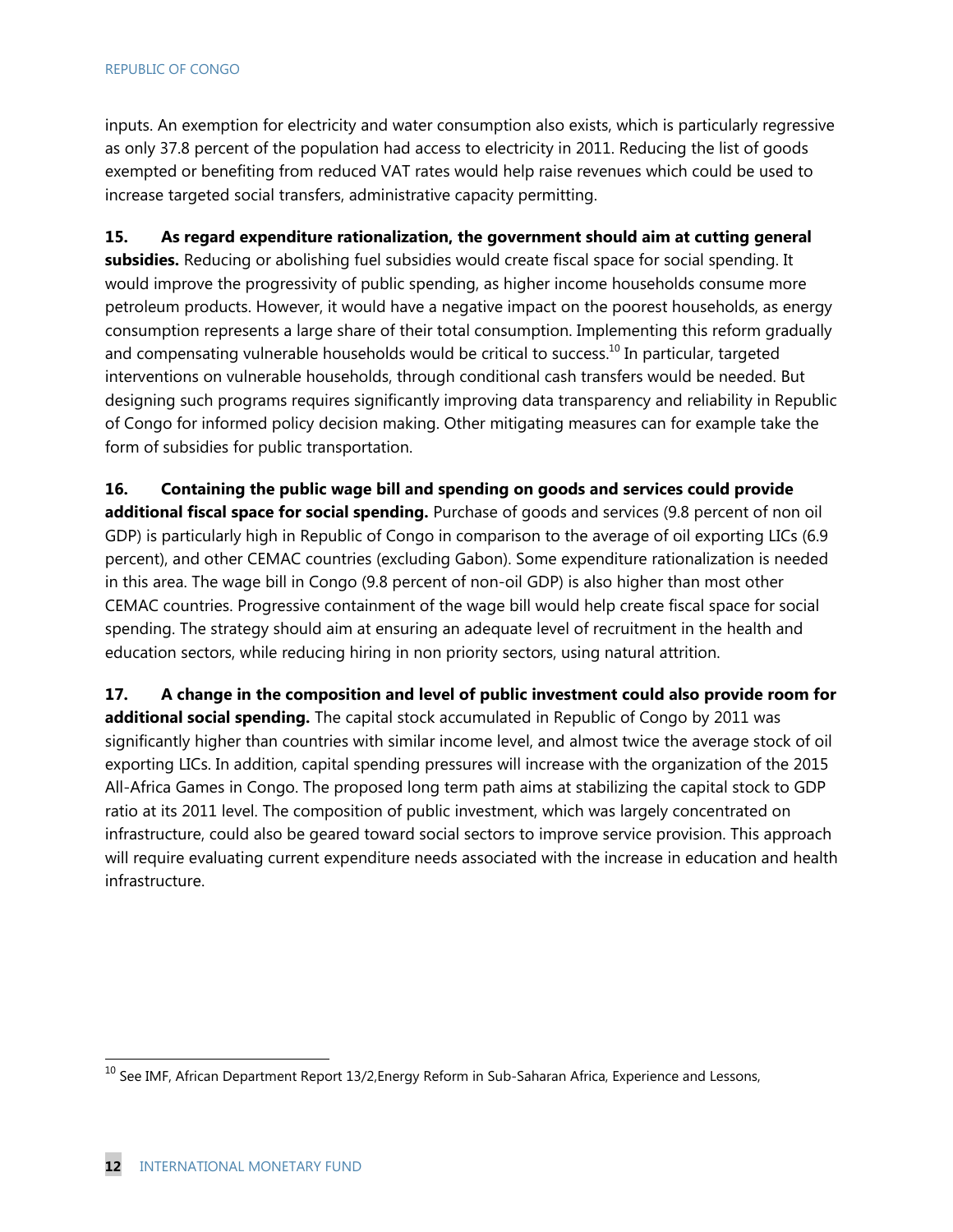inputs. An exemption for electricity and water consumption also exists, which is particularly regressive as only 37.8 percent of the population had access to electricity in 2011. Reducing the list of goods exempted or benefiting from reduced VAT rates would help raise revenues which could be used to increase targeted social transfers, administrative capacity permitting.

**15. As regard expenditure rationalization, the government should aim at cutting general subsidies.** Reducing or abolishing fuel subsidies would create fiscal space for social spending. It would improve the progressivity of public spending, as higher income households consume more petroleum products. However, it would have a negative impact on the poorest households, as energy consumption represents a large share of their total consumption. Implementing this reform gradually and compensating vulnerable households would be critical to success.[10] In particular, targeted interventions on vulnerable households, through conditional cash transfers would be needed. But designing such programs requires significantly improving data transparency and reliability in Republic of Congo for informed policy decision making. Other mitigating measures can for example take the form of subsidies for public transportation.

**16. Containing the public wage bill and spending on goods and services could provide additional fiscal space for social spending.** Purchase of goods and services (9.8 percent of non oil GDP) is particularly high in Republic of Congo in comparison to the average of oil exporting LICs (6.9 percent), and other CEMAC countries (excluding Gabon). Some expenditure rationalization is needed in this area. The wage bill in Congo (9.8 percent of non-oil GDP) is also higher than most other CEMAC countries. Progressive containment of the wage bill would help create fiscal space for social spending. The strategy should aim at ensuring an adequate level of recruitment in the health and education sectors, while reducing hiring in non priority sectors, using natural attrition.

**17. A change in the composition and level of public investment could also provide room for additional social spending.** The capital stock accumulated in Republic of Congo by 2011 was significantly higher than countries with similar income level, and almost twice the average stock of oil exporting LICs. In addition, capital spending pressures will increase with the organization of the 2015 All-Africa Games in Congo. The proposed long term path aims at stabilizing the capital stock to GDP ratio at its 2011 level. The composition of public investment, which was largely concentrated on infrastructure, could also be geared toward social sectors to improve service provision. This approach will require evaluating current expenditure needs associated with the increase in education and health infrastructure.

---

[10] See IMF, African Department Report 13/2,Energy Reform in Sub-Saharan Africa, Experience and Lessons,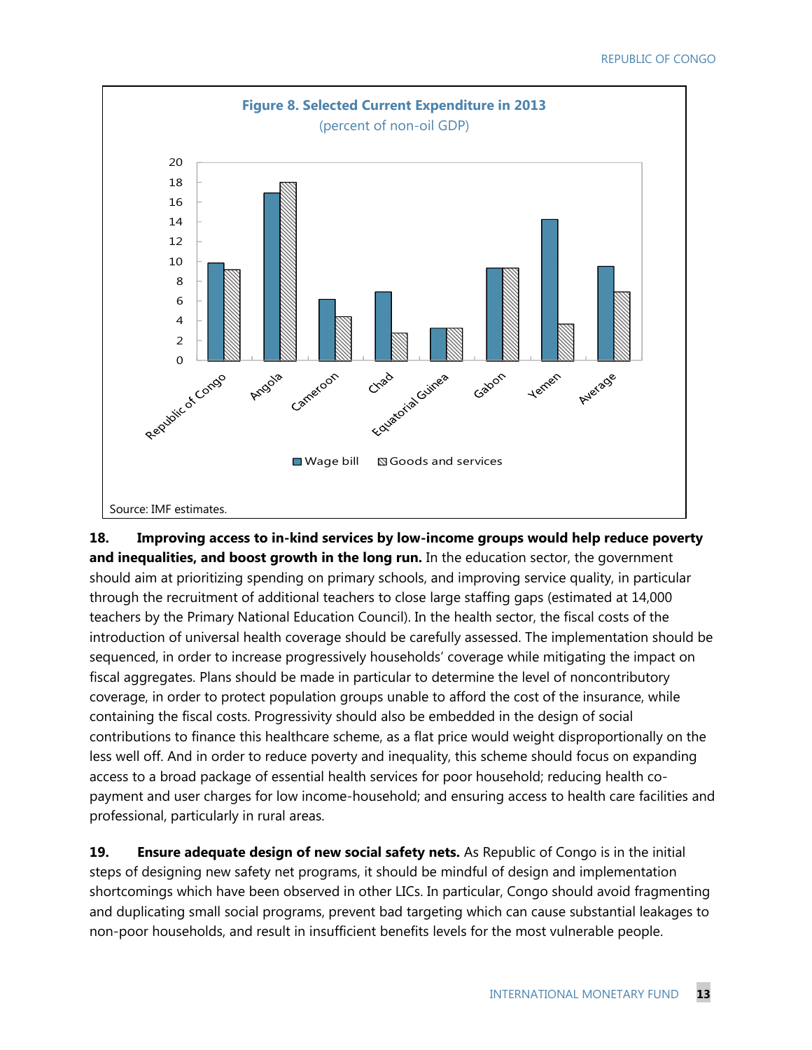**Figure 8. Selected Current Expenditure in 2013**

(percent of non-oil GDP)

Source: IMF estimates.

**18. Improving access to in-kind services by low-income groups would help reduce poverty and inequalities, and boost growth in the long run.** In the education sector, the government should aim at prioritizing spending on primary schools, and improving service quality, in particular through the recruitment of additional teachers to close large staffing gaps (estimated at 14,000 teachers by the Primary National Education Council). In the health sector, the fiscal costs of the introduction of universal health coverage should be carefully assessed. The implementation should be sequenced, in order to increase progressively households' coverage while mitigating the impact on fiscal aggregates. Plans should be made in particular to determine the level of noncontributory coverage, in order to protect population groups unable to afford the cost of the insurance, while containing the fiscal costs. Progressivity should also be embedded in the design of social contributions to finance this healthcare scheme, as a flat price would weight disproportionally on the less well off. And in order to reduce poverty and inequality, this scheme should focus on expanding access to a broad package of essential health services for poor household; reducing health co-payment and user charges for low income-household; and ensuring access to health care facilities and professional, particularly in rural areas.

**19. Ensure adequate design of new social safety nets.** As Republic of Congo is in the initial steps of designing new safety net programs, it should be mindful of design and implementation shortcomings which have been observed in other LICs. In particular, Congo should avoid fragmenting and duplicating small social programs, prevent bad targeting which can cause substantial leakages to non-poor households, and result in insufficient benefits levels for the most vulnerable people.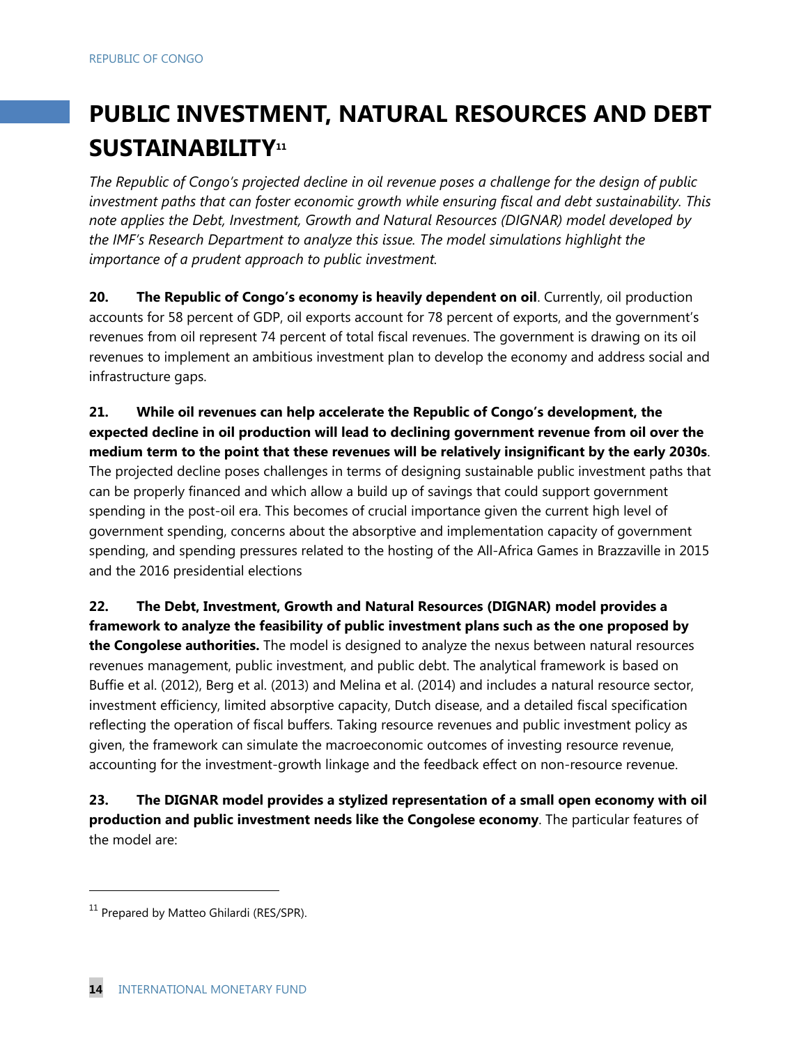# PUBLIC INVESTMENT, NATURAL RESOURCES AND DEBT SUSTAINABILITY[11]

*The Republic of Congo's projected decline in oil revenue poses a challenge for the design of public investment paths that can foster economic growth while ensuring fiscal and debt sustainability. This note applies the Debt, Investment, Growth and Natural Resources (DIGNAR) model developed by the IMF's Research Department to analyze this issue. The model simulations highlight the importance of a prudent approach to public investment.*

**20. The Republic of Congo's economy is heavily dependent on oil**. Currently, oil production accounts for 58 percent of GDP, oil exports account for 78 percent of exports, and the government's revenues from oil represent 74 percent of total fiscal revenues. The government is drawing on its oil revenues to implement an ambitious investment plan to develop the economy and address social and infrastructure gaps.

**21. While oil revenues can help accelerate the Republic of Congo's development, the expected decline in oil production will lead to declining government revenue from oil over the medium term to the point that these revenues will be relatively insignificant by the early 2030s**. The projected decline poses challenges in terms of designing sustainable public investment paths that can be properly financed and which allow a build up of savings that could support government spending in the post-oil era. This becomes of crucial importance given the current high level of government spending, concerns about the absorptive and implementation capacity of government spending, and spending pressures related to the hosting of the All-Africa Games in Brazzaville in 2015 and the 2016 presidential elections

**22. The Debt, Investment, Growth and Natural Resources (DIGNAR) model provides a framework to analyze the feasibility of public investment plans such as the one proposed by the Congolese authorities.** The model is designed to analyze the nexus between natural resources revenues management, public investment, and public debt. The analytical framework is based on Buffie et al. (2012), Berg et al. (2013) and Melina et al. (2014) and includes a natural resource sector, investment efficiency, limited absorptive capacity, Dutch disease, and a detailed fiscal specification reflecting the operation of fiscal buffers. Taking resource revenues and public investment policy as given, the framework can simulate the macroeconomic outcomes of investing resource revenue, accounting for the investment-growth linkage and the feedback effect on non-resource revenue.

**23. The DIGNAR model provides a stylized representation of a small open economy with oil production and public investment needs like the Congolese economy**. The particular features of the model are:

---

[11] Prepared by Matteo Ghilardi (RES/SPR).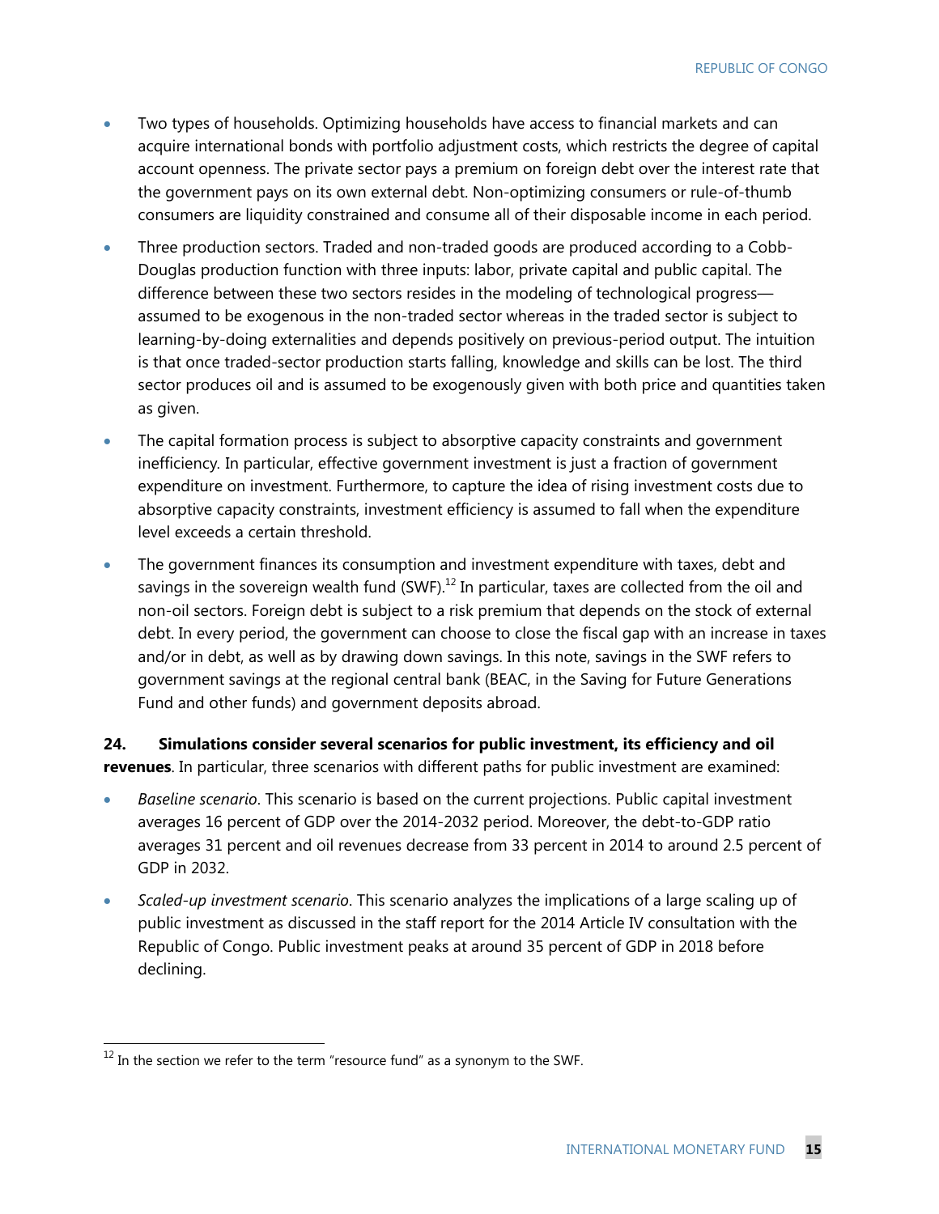- Two types of households. Optimizing households have access to financial markets and can acquire international bonds with portfolio adjustment costs, which restricts the degree of capital account openness. The private sector pays a premium on foreign debt over the interest rate that the government pays on its own external debt. Non-optimizing consumers or rule-of-thumb consumers are liquidity constrained and consume all of their disposable income in each period.
- Three production sectors. Traded and non-traded goods are produced according to a Cobb-Douglas production function with three inputs: labor, private capital and public capital. The difference between these two sectors resides in the modeling of technological progress—assumed to be exogenous in the non-traded sector whereas in the traded sector is subject to learning-by-doing externalities and depends positively on previous-period output. The intuition is that once traded-sector production starts falling, knowledge and skills can be lost. The third sector produces oil and is assumed to be exogenously given with both price and quantities taken as given.
- The capital formation process is subject to absorptive capacity constraints and government inefficiency. In particular, effective government investment is just a fraction of government expenditure on investment. Furthermore, to capture the idea of rising investment costs due to absorptive capacity constraints, investment efficiency is assumed to fall when the expenditure level exceeds a certain threshold.
- The government finances its consumption and investment expenditure with taxes, debt and savings in the sovereign wealth fund (SWF).[12] In particular, taxes are collected from the oil and non-oil sectors. Foreign debt is subject to a risk premium that depends on the stock of external debt. In every period, the government can choose to close the fiscal gap with an increase in taxes and/or in debt, as well as by drawing down savings. In this note, savings in the SWF refers to government savings at the regional central bank (BEAC, in the Saving for Future Generations Fund and other funds) and government deposits abroad.

**24. Simulations consider several scenarios for public investment, its efficiency and oil revenues**. In particular, three scenarios with different paths for public investment are examined:

- *Baseline scenario*. This scenario is based on the current projections. Public capital investment averages 16 percent of GDP over the 2014-2032 period. Moreover, the debt-to-GDP ratio averages 31 percent and oil revenues decrease from 33 percent in 2014 to around 2.5 percent of GDP in 2032.
- *Scaled-up investment scenario*. This scenario analyzes the implications of a large scaling up of public investment as discussed in the staff report for the 2014 Article IV consultation with the Republic of Congo. Public investment peaks at around 35 percent of GDP in 2018 before declining.

[12] In the section we refer to the term "resource fund" as a synonym to the SWF.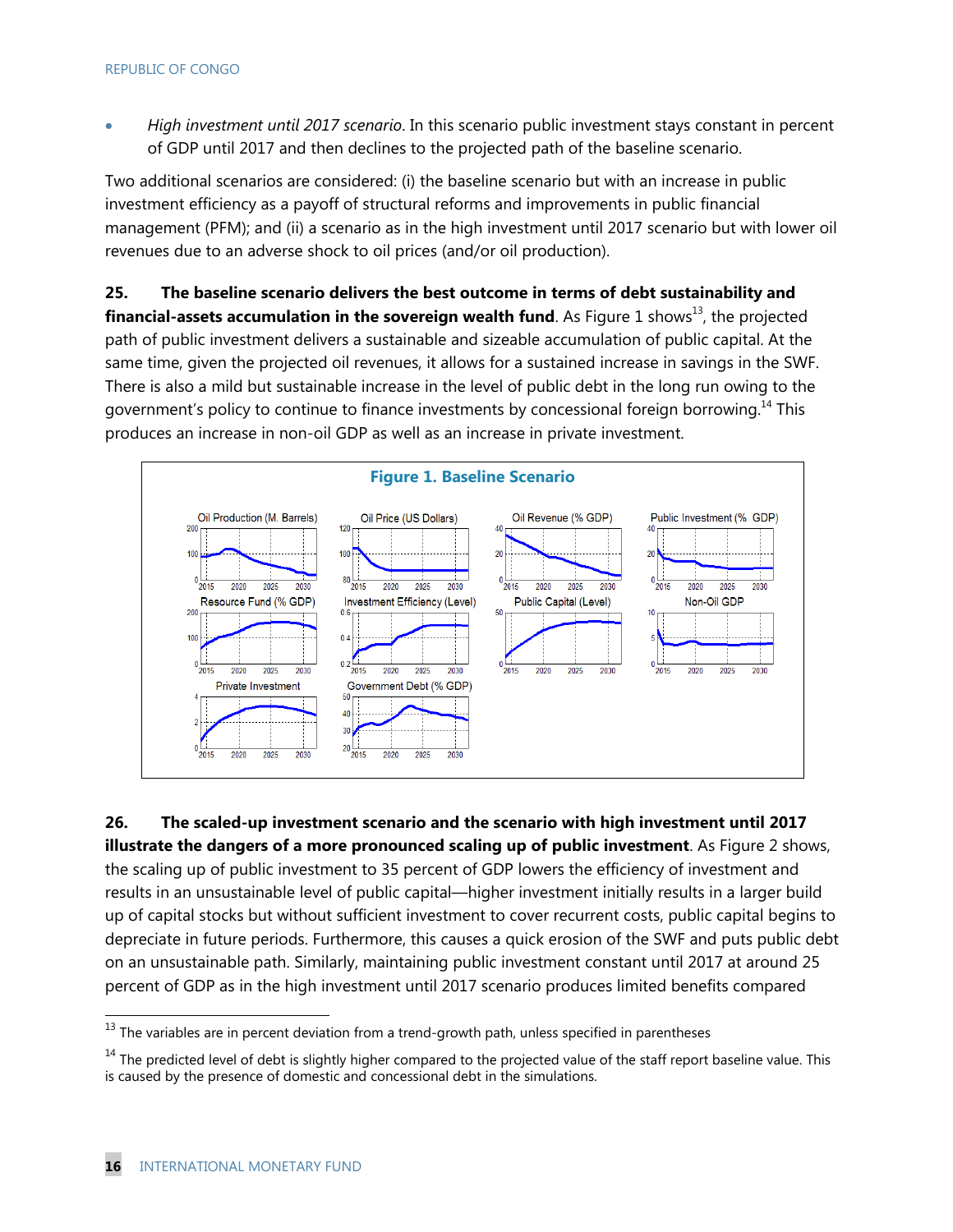- *High investment until 2017 scenario*. In this scenario public investment stays constant in percent of GDP until 2017 and then declines to the projected path of the baseline scenario.

Two additional scenarios are considered: (i) the baseline scenario but with an increase in public investment efficiency as a payoff of structural reforms and improvements in public financial management (PFM); and (ii) a scenario as in the high investment until 2017 scenario but with lower oil revenues due to an adverse shock to oil prices (and/or oil production).

**25. The baseline scenario delivers the best outcome in terms of debt sustainability and financial-assets accumulation in the sovereign wealth fund**. As Figure 1 shows[13], the projected path of public investment delivers a sustainable and sizeable accumulation of public capital. At the same time, given the projected oil revenues, it allows for a sustained increase in savings in the SWF. There is also a mild but sustainable increase in the level of public debt in the long run owing to the government's policy to continue to finance investments by concessional foreign borrowing.[14] This produces an increase in non-oil GDP as well as an increase in private investment.

**Figure 1. Baseline Scenario**

Oil Production (M. Barrels) | Oil Price (US Dollars) | Oil Revenue (% GDP) | Public Investment (% GDP) | Resource Fund (% GDP) | Investment Efficiency (Level) | Public Capital (Level) | Non-Oil GDP | Private Investment | Government Debt (% GDP)

**26. The scaled-up investment scenario and the scenario with high investment until 2017 illustrate the dangers of a more pronounced scaling up of public investment**. As Figure 2 shows, the scaling up of public investment to 35 percent of GDP lowers the efficiency of investment and results in an unsustainable level of public capital—higher investment initially results in a larger build up of capital stocks but without sufficient investment to cover recurrent costs, public capital begins to depreciate in future periods. Furthermore, this causes a quick erosion of the SWF and puts public debt on an unsustainable path. Similarly, maintaining public investment constant until 2017 at around 25 percent of GDP as in the high investment until 2017 scenario produces limited benefits compared

[13] The variables are in percent deviation from a trend-growth path, unless specified in parentheses

[14] The predicted level of debt is slightly higher compared to the projected value of the staff report baseline value. This is caused by the presence of domestic and concessional debt in the simulations.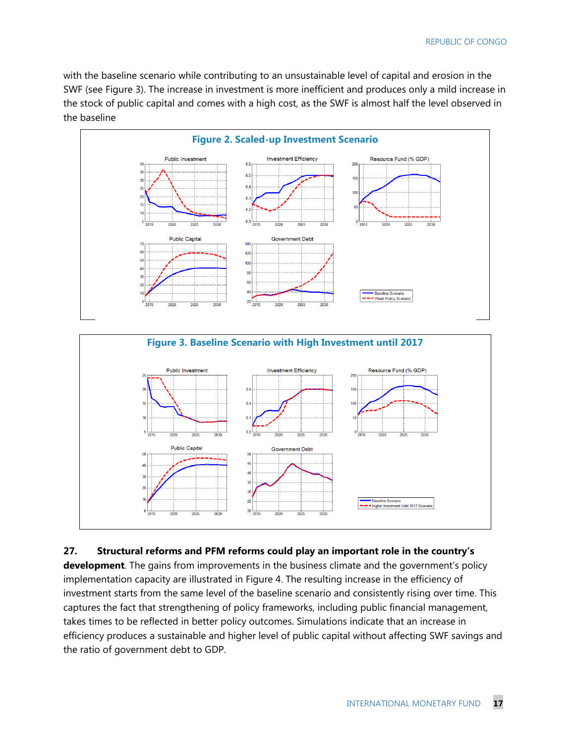with the baseline scenario while contributing to an unsustainable level of capital and erosion in the SWF (see Figure 3). The increase in investment is more inefficient and produces only a mild increase in the stock of public capital and comes with a high cost, as the SWF is almost half the level observed in the baseline

**Figure 2. Scaled-up Investment Scenario**

**Figure 3. Baseline Scenario with High Investment until 2017**

**27. Structural reforms and PFM reforms could play an important role in the country's development**. The gains from improvements in the business climate and the government's policy implementation capacity are illustrated in Figure 4. The resulting increase in the efficiency of investment starts from the same level of the baseline scenario and consistently rising over time. This captures the fact that strengthening of policy frameworks, including public financial management, takes times to be reflected in better policy outcomes. Simulations indicate that an increase in efficiency produces a sustainable and higher level of public capital without affecting SWF savings and the ratio of government debt to GDP.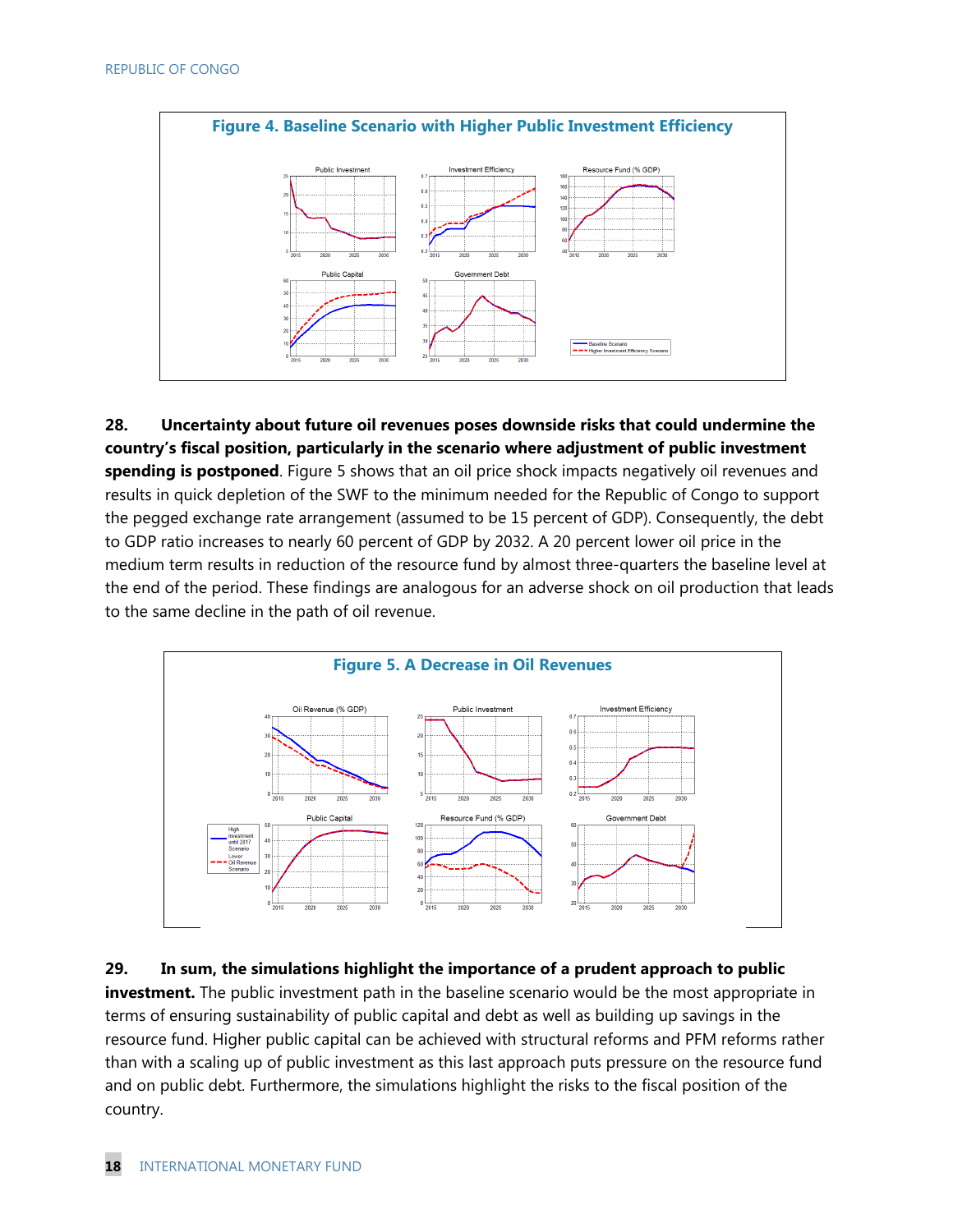**Figure 4. Baseline Scenario with Higher Public Investment Efficiency**

**28. Uncertainty about future oil revenues poses downside risks that could undermine the country's fiscal position, particularly in the scenario where adjustment of public investment spending is postponed**. Figure 5 shows that an oil price shock impacts negatively oil revenues and results in quick depletion of the SWF to the minimum needed for the Republic of Congo to support the pegged exchange rate arrangement (assumed to be 15 percent of GDP). Consequently, the debt to GDP ratio increases to nearly 60 percent of GDP by 2032. A 20 percent lower oil price in the medium term results in reduction of the resource fund by almost three-quarters the baseline level at the end of the period. These findings are analogous for an adverse shock on oil production that leads to the same decline in the path of oil revenue.

**Figure 5. A Decrease in Oil Revenues**

**29. In sum, the simulations highlight the importance of a prudent approach to public investment.** The public investment path in the baseline scenario would be the most appropriate in terms of ensuring sustainability of public capital and debt as well as building up savings in the resource fund. Higher public capital can be achieved with structural reforms and PFM reforms rather than with a scaling up of public investment as this last approach puts pressure on the resource fund and on public debt. Furthermore, the simulations highlight the risks to the fiscal position of the country.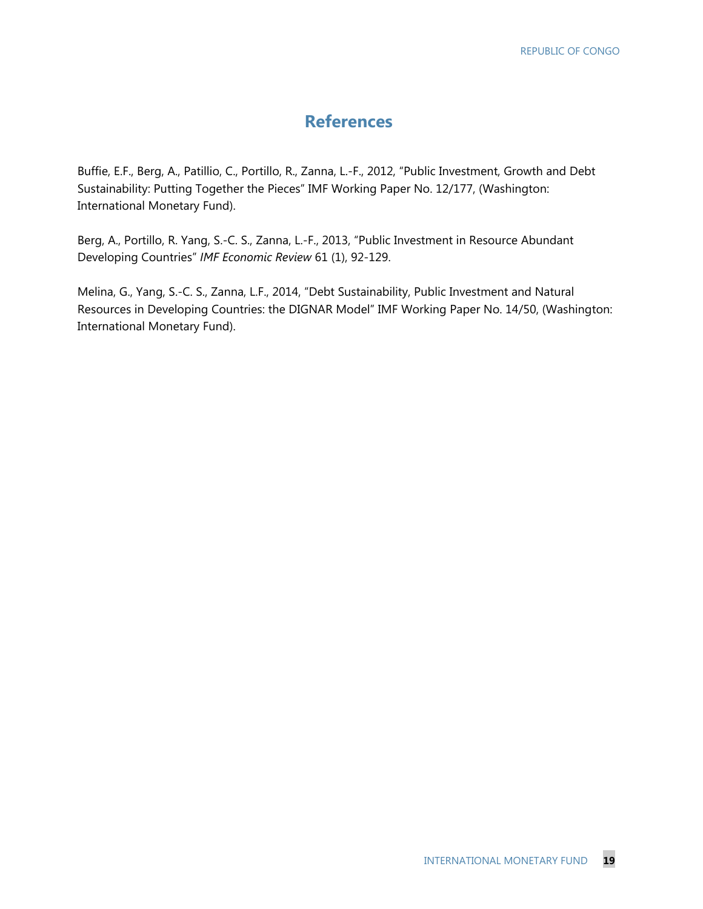## References

Buffie, E.F., Berg, A., Patillio, C., Portillo, R., Zanna, L.-F., 2012, "Public Investment, Growth and Debt Sustainability: Putting Together the Pieces" IMF Working Paper No. 12/177, (Washington: International Monetary Fund).

Berg, A., Portillo, R. Yang, S.-C. S., Zanna, L.-F., 2013, "Public Investment in Resource Abundant Developing Countries" *IMF Economic Review* 61 (1), 92-129.

Melina, G., Yang, S.-C. S., Zanna, L.F., 2014, "Debt Sustainability, Public Investment and Natural Resources in Developing Countries: the DIGNAR Model" IMF Working Paper No. 14/50, (Washington: International Monetary Fund).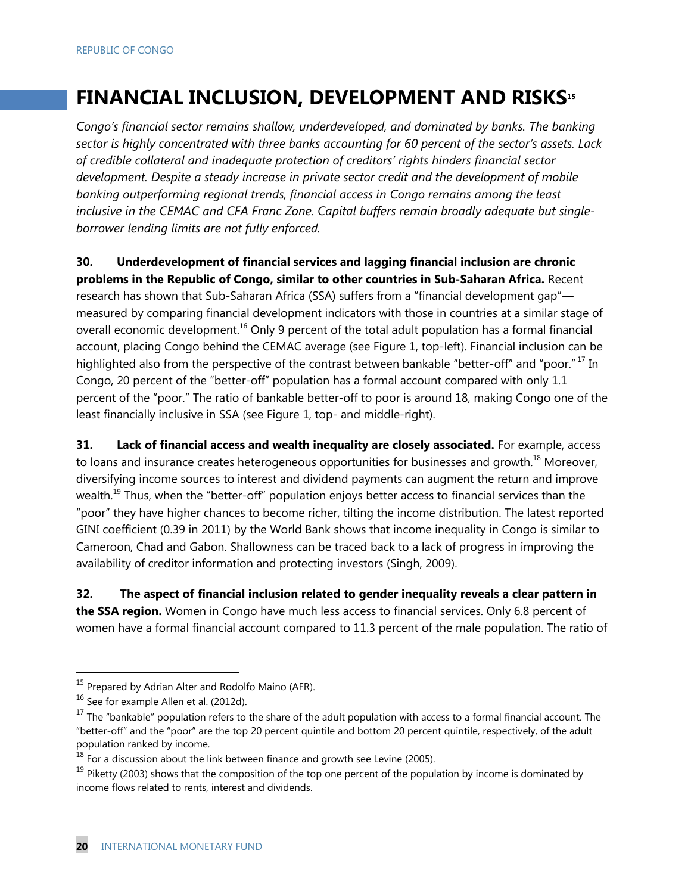# FINANCIAL INCLUSION, DEVELOPMENT AND RISKS[15]

*Congo's financial sector remains shallow, underdeveloped, and dominated by banks. The banking sector is highly concentrated with three banks accounting for 60 percent of the sector's assets. Lack of credible collateral and inadequate protection of creditors' rights hinders financial sector development. Despite a steady increase in private sector credit and the development of mobile banking outperforming regional trends, financial access in Congo remains among the least inclusive in the CEMAC and CFA Franc Zone. Capital buffers remain broadly adequate but single-borrower lending limits are not fully enforced.*

**30. Underdevelopment of financial services and lagging financial inclusion are chronic problems in the Republic of Congo, similar to other countries in Sub-Saharan Africa.** Recent research has shown that Sub-Saharan Africa (SSA) suffers from a "financial development gap"—measured by comparing financial development indicators with those in countries at a similar stage of overall economic development.[16] Only 9 percent of the total adult population has a formal financial account, placing Congo behind the CEMAC average (see Figure 1, top-left). Financial inclusion can be highlighted also from the perspective of the contrast between bankable "better-off" and "poor."[17] In Congo, 20 percent of the "better-off" population has a formal account compared with only 1.1 percent of the "poor." The ratio of bankable better-off to poor is around 18, making Congo one of the least financially inclusive in SSA (see Figure 1, top- and middle-right).

**31. Lack of financial access and wealth inequality are closely associated.** For example, access to loans and insurance creates heterogeneous opportunities for businesses and growth.[18] Moreover, diversifying income sources to interest and dividend payments can augment the return and improve wealth.[19] Thus, when the "better-off" population enjoys better access to financial services than the "poor" they have higher chances to become richer, tilting the income distribution. The latest reported GINI coefficient (0.39 in 2011) by the World Bank shows that income inequality in Congo is similar to Cameroon, Chad and Gabon. Shallowness can be traced back to a lack of progress in improving the availability of creditor information and protecting investors (Singh, 2009).

**32. The aspect of financial inclusion related to gender inequality reveals a clear pattern in the SSA region.** Women in Congo have much less access to financial services. Only 6.8 percent of women have a formal financial account compared to 11.3 percent of the male population. The ratio of

---

[15] Prepared by Adrian Alter and Rodolfo Maino (AFR).

[16] See for example Allen et al. (2012d).

[17] The "bankable" population refers to the share of the adult population with access to a formal financial account. The "better-off" and the "poor" are the top 20 percent quintile and bottom 20 percent quintile, respectively, of the adult population ranked by income.

[18] For a discussion about the link between finance and growth see Levine (2005).

[19] Piketty (2003) shows that the composition of the top one percent of the population by income is dominated by income flows related to rents, interest and dividends.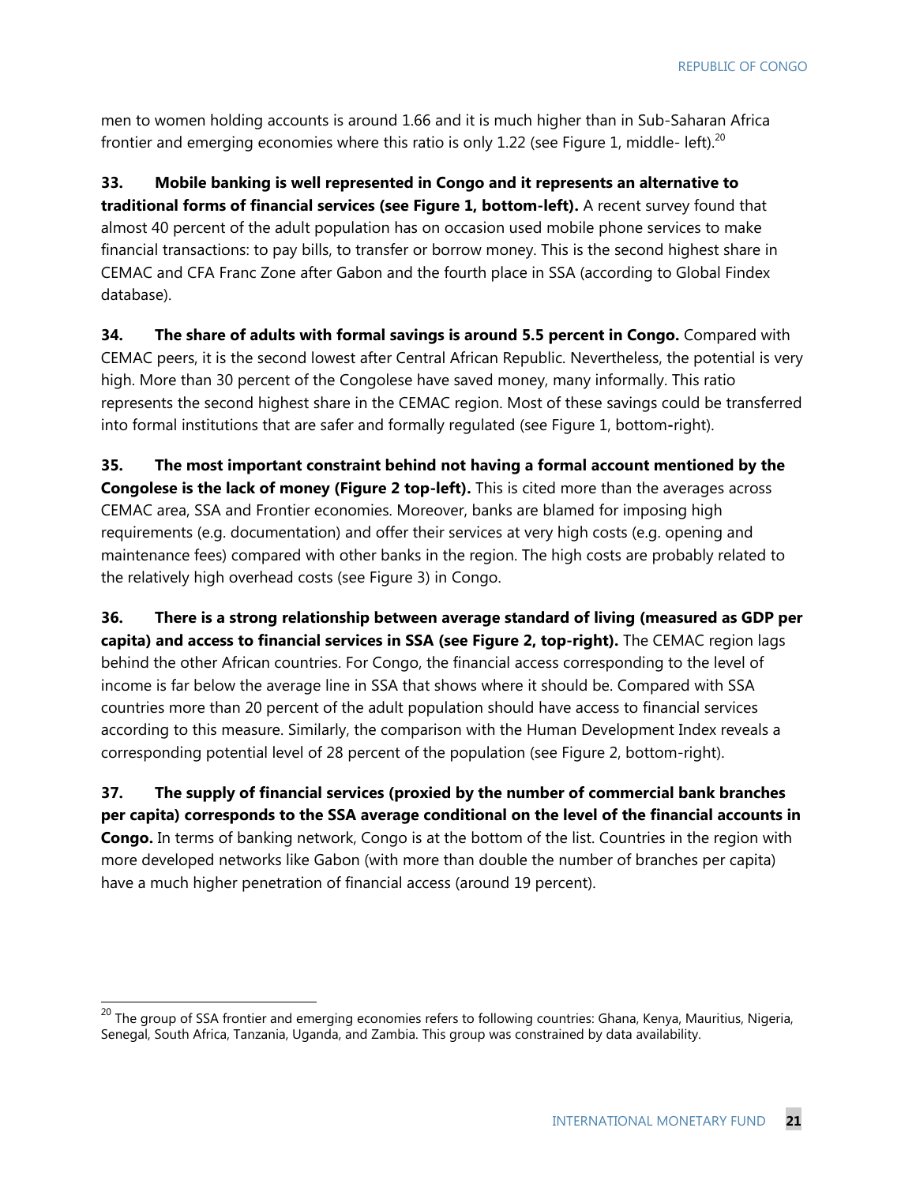men to women holding accounts is around 1.66 and it is much higher than in Sub-Saharan Africa frontier and emerging economies where this ratio is only 1.22 (see Figure 1, middle- left).[20]

**33. Mobile banking is well represented in Congo and it represents an alternative to traditional forms of financial services (see Figure 1, bottom-left).** A recent survey found that almost 40 percent of the adult population has on occasion used mobile phone services to make financial transactions: to pay bills, to transfer or borrow money. This is the second highest share in CEMAC and CFA Franc Zone after Gabon and the fourth place in SSA (according to Global Findex database).

**34. The share of adults with formal savings is around 5.5 percent in Congo.** Compared with CEMAC peers, it is the second lowest after Central African Republic. Nevertheless, the potential is very high. More than 30 percent of the Congolese have saved money, many informally. This ratio represents the second highest share in the CEMAC region. Most of these savings could be transferred into formal institutions that are safer and formally regulated (see Figure 1, bottom-right).

**35. The most important constraint behind not having a formal account mentioned by the Congolese is the lack of money (Figure 2 top-left).** This is cited more than the averages across CEMAC area, SSA and Frontier economies. Moreover, banks are blamed for imposing high requirements (e.g. documentation) and offer their services at very high costs (e.g. opening and maintenance fees) compared with other banks in the region. The high costs are probably related to the relatively high overhead costs (see Figure 3) in Congo.

**36. There is a strong relationship between average standard of living (measured as GDP per capita) and access to financial services in SSA (see Figure 2, top-right).** The CEMAC region lags behind the other African countries. For Congo, the financial access corresponding to the level of income is far below the average line in SSA that shows where it should be. Compared with SSA countries more than 20 percent of the adult population should have access to financial services according to this measure. Similarly, the comparison with the Human Development Index reveals a corresponding potential level of 28 percent of the population (see Figure 2, bottom-right).

**37. The supply of financial services (proxied by the number of commercial bank branches per capita) corresponds to the SSA average conditional on the level of the financial accounts in Congo.** In terms of banking network, Congo is at the bottom of the list. Countries in the region with more developed networks like Gabon (with more than double the number of branches per capita) have a much higher penetration of financial access (around 19 percent).

[20] The group of SSA frontier and emerging economies refers to following countries: Ghana, Kenya, Mauritius, Nigeria, Senegal, South Africa, Tanzania, Uganda, and Zambia. This group was constrained by data availability.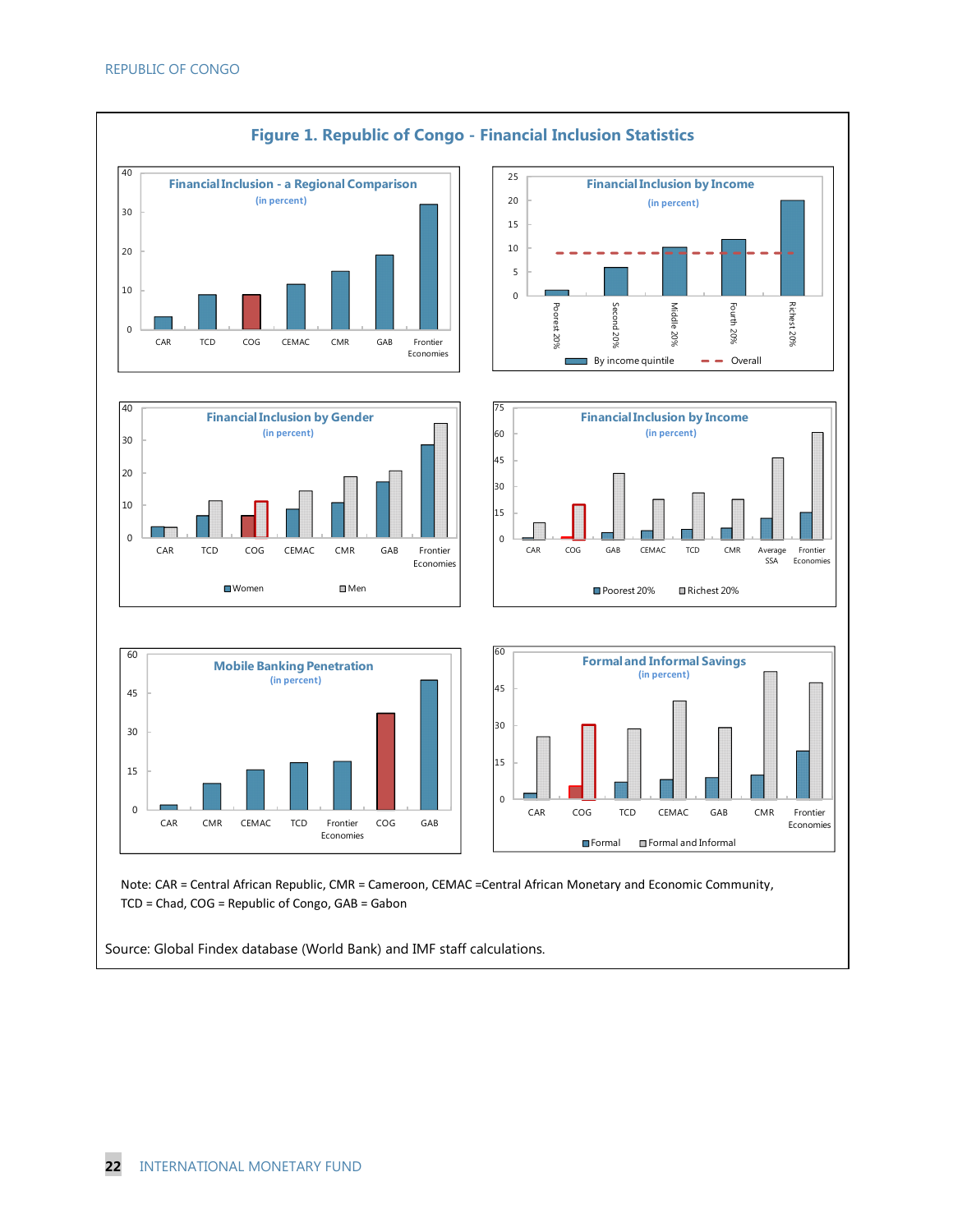## Figure 1. Republic of Congo - Financial Inclusion Statistics

**Financial Inclusion - a Regional Comparison**
(in percent)

**Financial Inclusion by Income**
(in percent)

**Financial Inclusion by Gender**
(in percent)

**Financial Inclusion by Income**
(in percent)

**Mobile Banking Penetration**
(in percent)

**Formal and Informal Savings**
(in percent)

Note: CAR = Central African Republic, CMR = Cameroon, CEMAC =Central African Monetary and Economic Community, TCD = Chad, COG = Republic of Congo, GAB = Gabon

Source: Global Findex database (World Bank) and IMF staff calculations.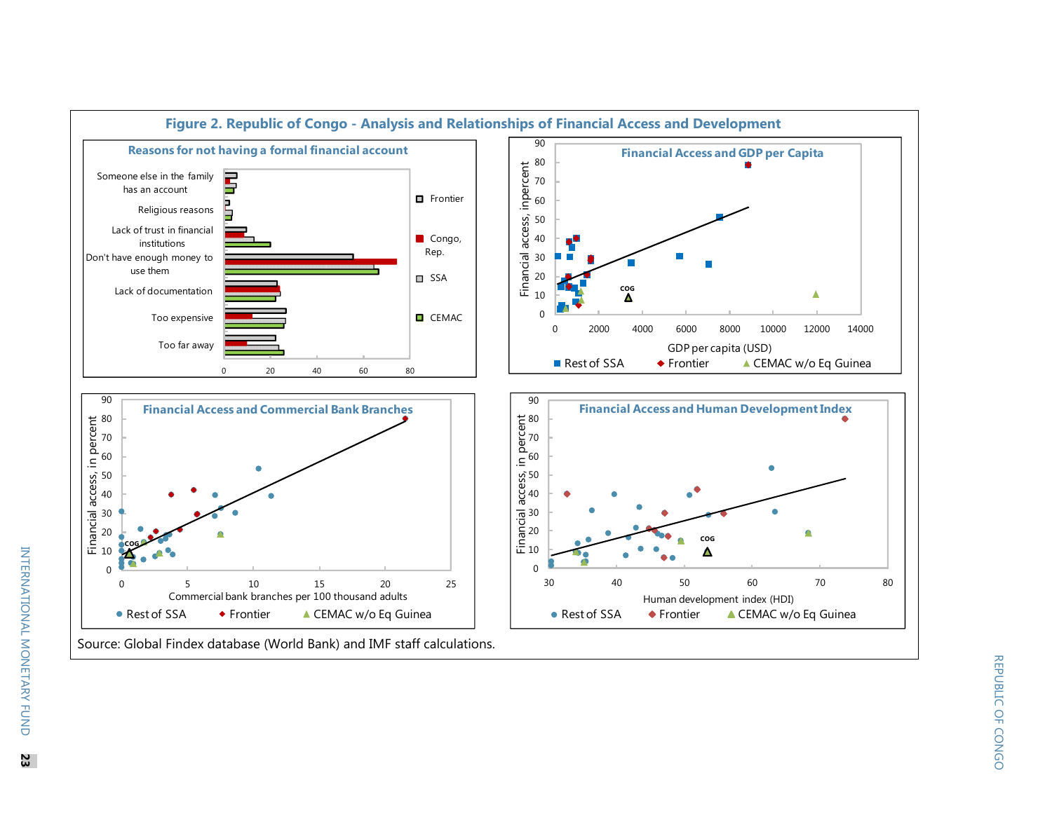## Figure 2. Republic of Congo - Analysis and Relationships of Financial Access and Development

**Reasons for not having a formal financial account**

- Someone else in the family has an account
- Religious reasons
- Lack of trust in financial institutions
- Don't have enough money to use them
- Lack of documentation
- Too expensive
- Too far away

Legend: Frontier; Congo, Rep.; SSA; CEMAC

**Financial Access and GDP per Capita**

Y-axis: Financial access, inpercent. X-axis: GDP per capita (USD)

Legend: Rest of SSA; Frontier; CEMAC w/o Eq Guinea

**Financial Access and Commercial Bank Branches**

Y-axis: Financial access, in percent. X-axis: Commercial bank branches per 100 thousand adults

Legend: Rest of SSA; Frontier; CEMAC w/o Eq Guinea

**Financial Access and Human Development Index**

Y-axis: Financial access, in percent. X-axis: Human development index (HDI)

Legend: Rest of SSA; Frontier; CEMAC w/o Eq Guinea

Source: Global Findex database (World Bank) and IMF staff calculations.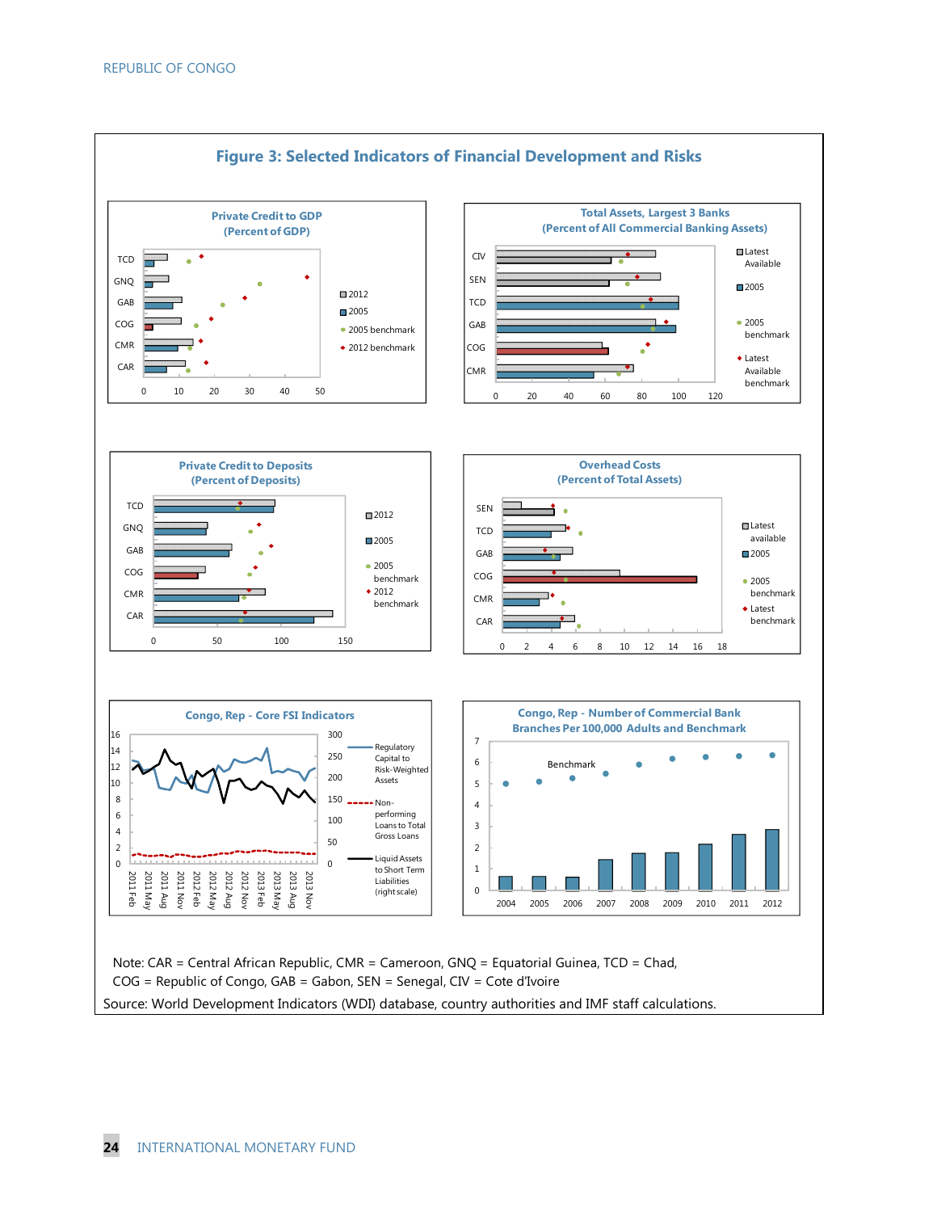# Figure 3: Selected Indicators of Financial Development and Risks

**Private Credit to GDP (Percent of GDP)**

Legend: 2012; 2005; 2005 benchmark; 2012 benchmark

Countries: TCD, GNQ, GAB, COG, CMR, CAR

Axis: 0, 10, 20, 30, 40, 50

**Total Assets, Largest 3 Banks (Percent of All Commercial Banking Assets)**

Legend: Latest Available; 2005; 2005 benchmark; Latest Available benchmark

Countries: CIV, SEN, TCD, GAB, COG, CMR

Axis: 0, 20, 40, 60, 80, 100, 120

**Private Credit to Deposits (Percent of Deposits)**

Legend: 2012; 2005; 2005 benchmark; 2012 benchmark

Countries: TCD, GNQ, GAB, COG, CMR, CAR

Axis: 0, 50, 100, 150

**Overhead Costs (Percent of Total Assets)**

Legend: Latest available; 2005; 2005 benchmark; Latest benchmark

Countries: SEN, TCD, GAB, COG, CMR, CAR

Axis: 0, 2, 4, 6, 8, 10, 12, 14, 16, 18

**Congo, Rep - Core FSI Indicators**

Legend: Regulatory Capital to Risk-Weighted Assets; Non-performing Loans to Total Gross Loans; Liquid Assets to Short Term Liabilities (right scale)

Left axis: 0–16; Right axis: 0–300

Periods: 2011 Feb, 2011 May, 2011 Aug, 2011 Nov, 2012 Feb, 2012 May, 2012 Aug, 2012 Nov, 2013 Feb, 2013 May, 2013 Aug, 2013 Nov

**Congo, Rep - Number of Commercial Bank Branches Per 100,000 Adults and Benchmark**

Benchmark

Years: 2004, 2005, 2006, 2007, 2008, 2009, 2010, 2011, 2012

Axis: 0–7

Note: CAR = Central African Republic, CMR = Cameroon, GNQ = Equatorial Guinea, TCD = Chad, COG = Republic of Congo, GAB = Gabon, SEN = Senegal, CIV = Cote d'Ivoire

Source: World Development Indicators (WDI) database, country authorities and IMF staff calculations.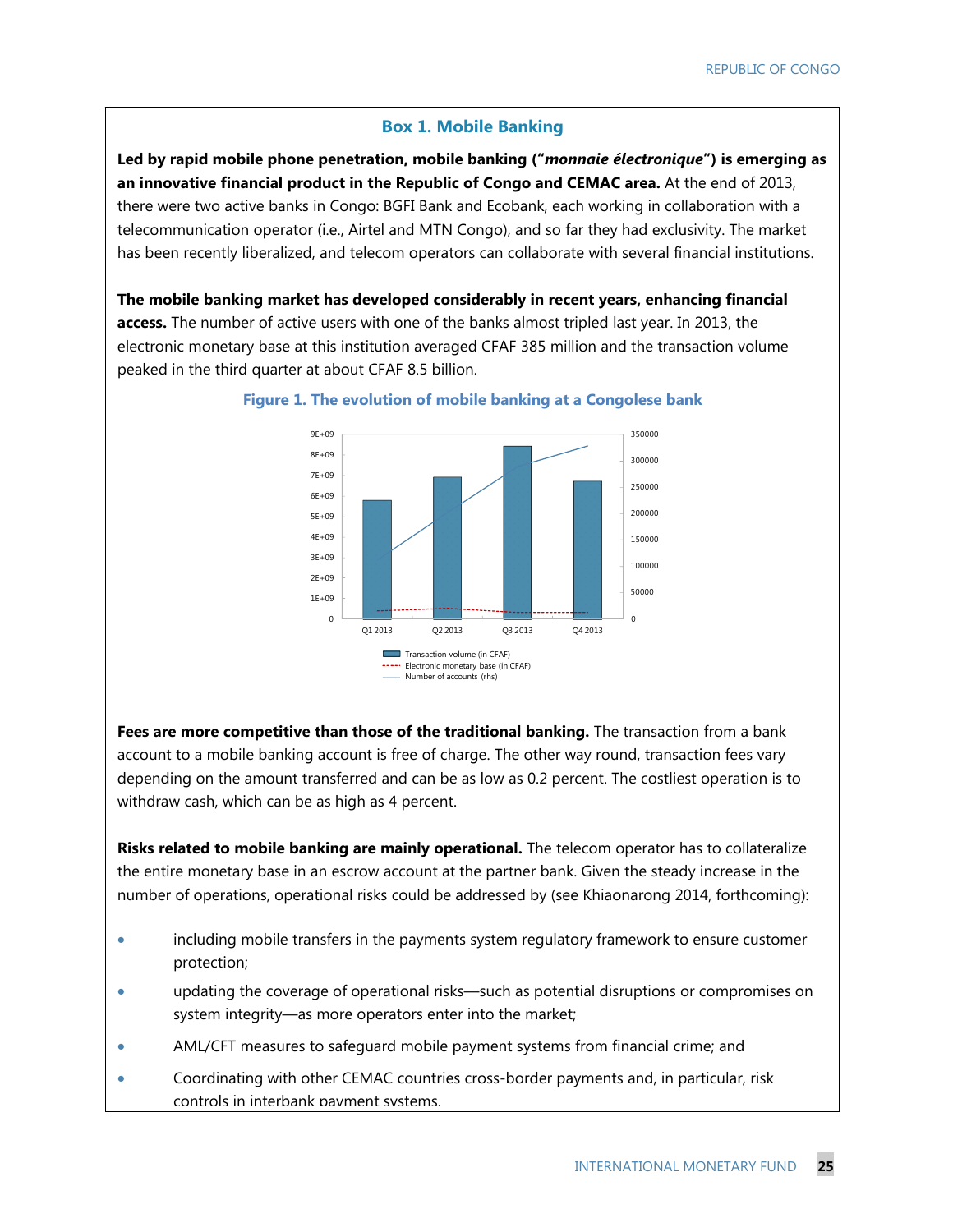### Box 1. Mobile Banking

**Led by rapid mobile phone penetration, mobile banking ("*monnaie électronique*") is emerging as an innovative financial product in the Republic of Congo and CEMAC area.** At the end of 2013, there were two active banks in Congo: BGFI Bank and Ecobank, each working in collaboration with a telecommunication operator (i.e., Airtel and MTN Congo), and so far they had exclusivity. The market has been recently liberalized, and telecom operators can collaborate with several financial institutions.

**The mobile banking market has developed considerably in recent years, enhancing financial access.** The number of active users with one of the banks almost tripled last year. In 2013, the electronic monetary base at this institution averaged CFAF 385 million and the transaction volume peaked in the third quarter at about CFAF 8.5 billion.

**Figure 1. The evolution of mobile banking at a Congolese bank**

**Fees are more competitive than those of the traditional banking.** The transaction from a bank account to a mobile banking account is free of charge. The other way round, transaction fees vary depending on the amount transferred and can be as low as 0.2 percent. The costliest operation is to withdraw cash, which can be as high as 4 percent.

**Risks related to mobile banking are mainly operational.** The telecom operator has to collateralize the entire monetary base in an escrow account at the partner bank. Given the steady increase in the number of operations, operational risks could be addressed by (see Khiaonarong 2014, forthcoming):

- including mobile transfers in the payments system regulatory framework to ensure customer protection;
- updating the coverage of operational risks—such as potential disruptions or compromises on system integrity—as more operators enter into the market;
- AML/CFT measures to safeguard mobile payment systems from financial crime; and
- Coordinating with other CEMAC countries cross-border payments and, in particular, risk controls in interbank payment systems.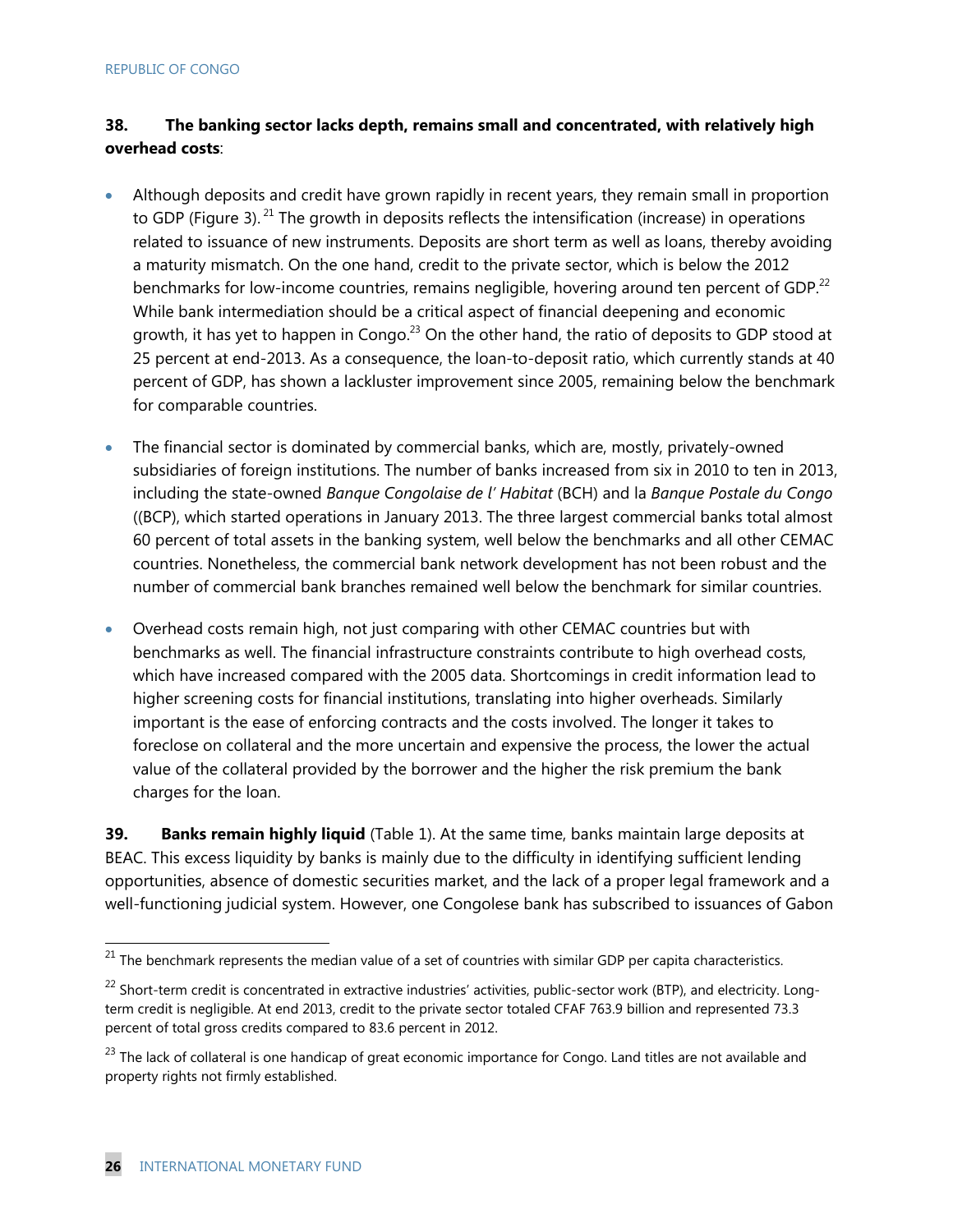**38. The banking sector lacks depth, remains small and concentrated, with relatively high overhead costs**:

- Although deposits and credit have grown rapidly in recent years, they remain small in proportion to GDP (Figure 3).[21] The growth in deposits reflects the intensification (increase) in operations related to issuance of new instruments. Deposits are short term as well as loans, thereby avoiding a maturity mismatch. On the one hand, credit to the private sector, which is below the 2012 benchmarks for low-income countries, remains negligible, hovering around ten percent of GDP.[22] While bank intermediation should be a critical aspect of financial deepening and economic growth, it has yet to happen in Congo.[23] On the other hand, the ratio of deposits to GDP stood at 25 percent at end-2013. As a consequence, the loan-to-deposit ratio, which currently stands at 40 percent of GDP, has shown a lackluster improvement since 2005, remaining below the benchmark for comparable countries.

- The financial sector is dominated by commercial banks, which are, mostly, privately-owned subsidiaries of foreign institutions. The number of banks increased from six in 2010 to ten in 2013, including the state-owned *Banque Congolaise de l' Habitat* (BCH) and la *Banque Postale du Congo* ((BCP), which started operations in January 2013. The three largest commercial banks total almost 60 percent of total assets in the banking system, well below the benchmarks and all other CEMAC countries. Nonetheless, the commercial bank network development has not been robust and the number of commercial bank branches remained well below the benchmark for similar countries.

- Overhead costs remain high, not just comparing with other CEMAC countries but with benchmarks as well. The financial infrastructure constraints contribute to high overhead costs, which have increased compared with the 2005 data. Shortcomings in credit information lead to higher screening costs for financial institutions, translating into higher overheads. Similarly important is the ease of enforcing contracts and the costs involved. The longer it takes to foreclose on collateral and the more uncertain and expensive the process, the lower the actual value of the collateral provided by the borrower and the higher the risk premium the bank charges for the loan.

**39. Banks remain highly liquid** (Table 1). At the same time, banks maintain large deposits at BEAC. This excess liquidity by banks is mainly due to the difficulty in identifying sufficient lending opportunities, absence of domestic securities market, and the lack of a proper legal framework and a well-functioning judicial system. However, one Congolese bank has subscribed to issuances of Gabon

---

[21] The benchmark represents the median value of a set of countries with similar GDP per capita characteristics.

[22] Short-term credit is concentrated in extractive industries' activities, public-sector work (BTP), and electricity. Long-term credit is negligible. At end 2013, credit to the private sector totaled CFAF 763.9 billion and represented 73.3 percent of total gross credits compared to 83.6 percent in 2012.

[23] The lack of collateral is one handicap of great economic importance for Congo. Land titles are not available and property rights not firmly established.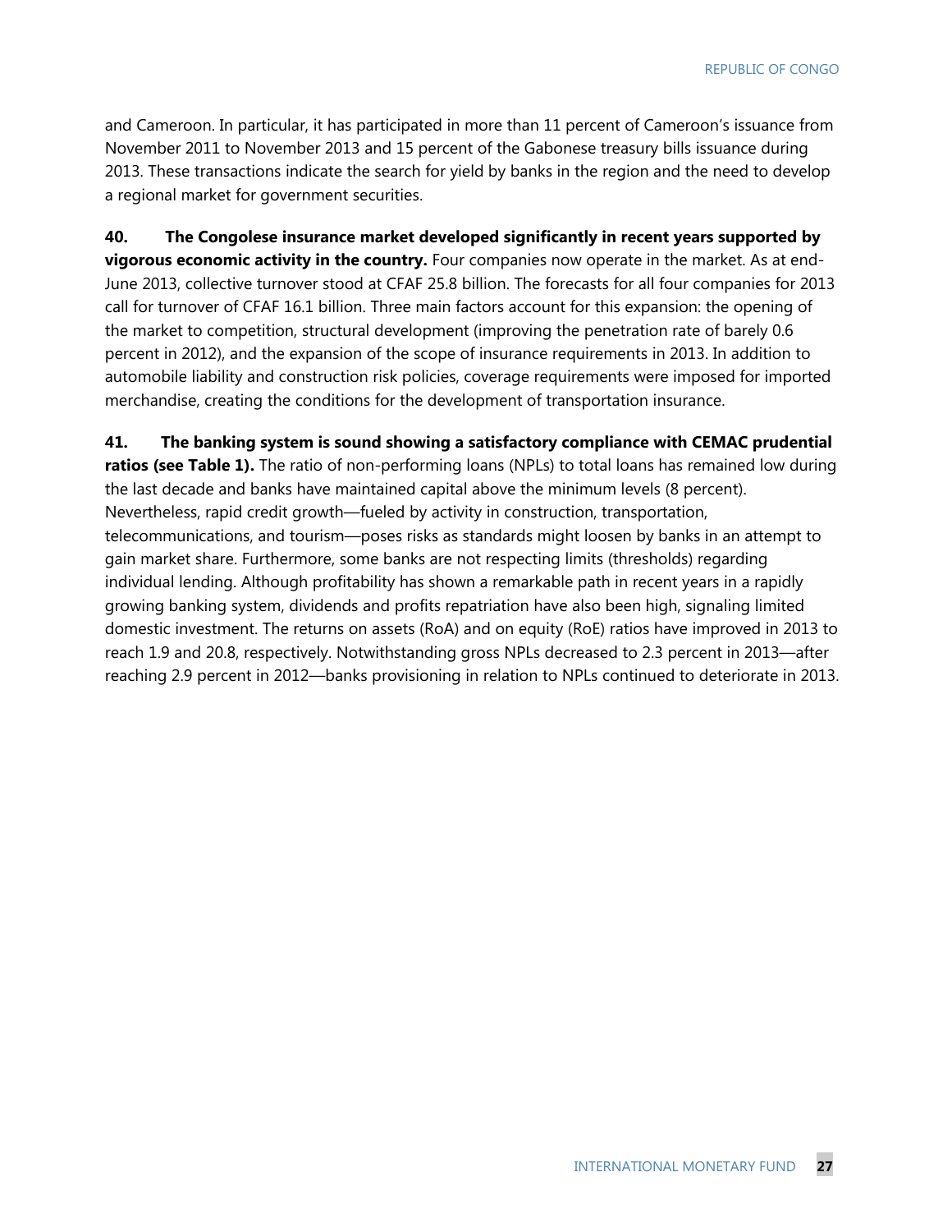and Cameroon. In particular, it has participated in more than 11 percent of Cameroon's issuance from November 2011 to November 2013 and 15 percent of the Gabonese treasury bills issuance during 2013. These transactions indicate the search for yield by banks in the region and the need to develop a regional market for government securities.

**40. The Congolese insurance market developed significantly in recent years supported by vigorous economic activity in the country.** Four companies now operate in the market. As at end-June 2013, collective turnover stood at CFAF 25.8 billion. The forecasts for all four companies for 2013 call for turnover of CFAF 16.1 billion. Three main factors account for this expansion: the opening of the market to competition, structural development (improving the penetration rate of barely 0.6 percent in 2012), and the expansion of the scope of insurance requirements in 2013. In addition to automobile liability and construction risk policies, coverage requirements were imposed for imported merchandise, creating the conditions for the development of transportation insurance.

**41. The banking system is sound showing a satisfactory compliance with CEMAC prudential ratios (see Table 1).** The ratio of non-performing loans (NPLs) to total loans has remained low during the last decade and banks have maintained capital above the minimum levels (8 percent). Nevertheless, rapid credit growth—fueled by activity in construction, transportation, telecommunications, and tourism—poses risks as standards might loosen by banks in an attempt to gain market share. Furthermore, some banks are not respecting limits (thresholds) regarding individual lending. Although profitability has shown a remarkable path in recent years in a rapidly growing banking system, dividends and profits repatriation have also been high, signaling limited domestic investment. The returns on assets (RoA) and on equity (RoE) ratios have improved in 2013 to reach 1.9 and 20.8, respectively. Notwithstanding gross NPLs decreased to 2.3 percent in 2013—after reaching 2.9 percent in 2012—banks provisioning in relation to NPLs continued to deteriorate in 2013.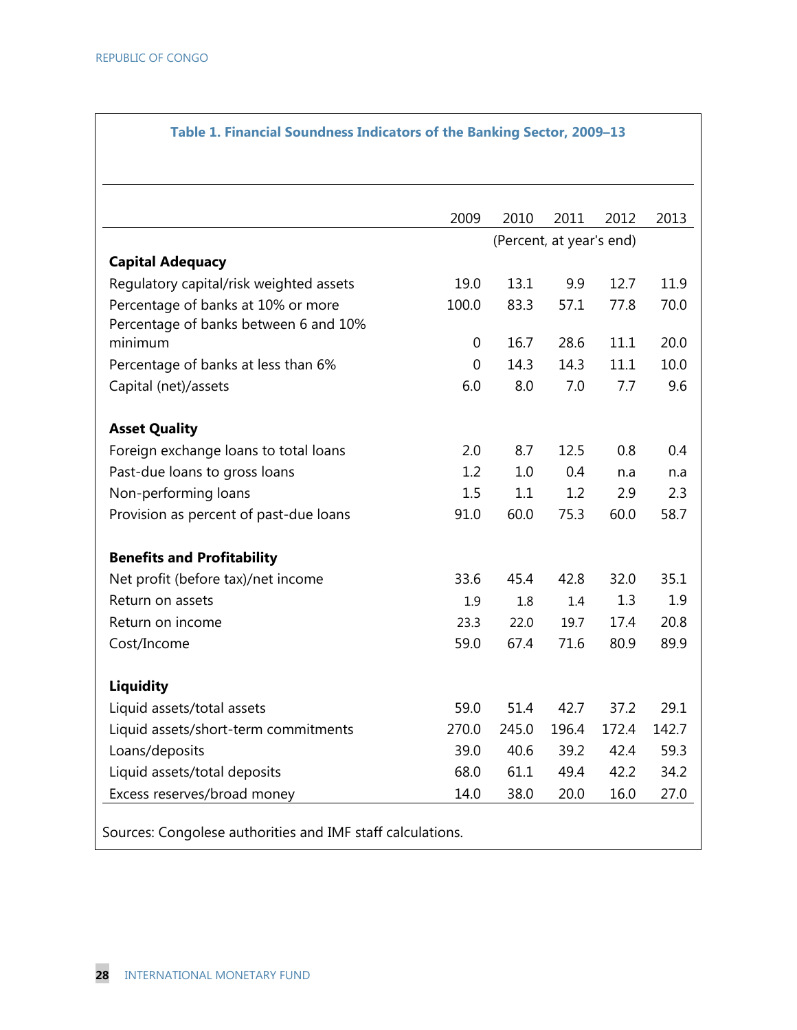**Table 1. Financial Soundness Indicators of the Banking Sector, 2009–13**

| | 2009 | 2010 | 2011 | 2012 | 2013 |
|---|---|---|---|---|---|
| | (Percent, at year's end) | | | | |
| **Capital Adequacy** | | | | | |
| Regulatory capital/risk weighted assets | 19.0 | 13.1 | 9.9 | 12.7 | 11.9 |
| Percentage of banks at 10% or more | 100.0 | 83.3 | 57.1 | 77.8 | 70.0 |
| Percentage of banks between 6 and 10% minimum | 0 | 16.7 | 28.6 | 11.1 | 20.0 |
| Percentage of banks at less than 6% | 0 | 14.3 | 14.3 | 11.1 | 10.0 |
| Capital (net)/assets | 6.0 | 8.0 | 7.0 | 7.7 | 9.6 |
| **Asset Quality** | | | | | |
| Foreign exchange loans to total loans | 2.0 | 8.7 | 12.5 | 0.8 | 0.4 |
| Past-due loans to gross loans | 1.2 | 1.0 | 0.4 | n.a | n.a |
| Non-performing loans | 1.5 | 1.1 | 1.2 | 2.9 | 2.3 |
| Provision as percent of past-due loans | 91.0 | 60.0 | 75.3 | 60.0 | 58.7 |
| **Benefits and Profitability** | | | | | |
| Net profit (before tax)/net income | 33.6 | 45.4 | 42.8 | 32.0 | 35.1 |
| Return on assets | 1.9 | 1.8 | 1.4 | 1.3 | 1.9 |
| Return on income | 23.3 | 22.0 | 19.7 | 17.4 | 20.8 |
| Cost/Income | 59.0 | 67.4 | 71.6 | 80.9 | 89.9 |
| **Liquidity** | | | | | |
| Liquid assets/total assets | 59.0 | 51.4 | 42.7 | 37.2 | 29.1 |
| Liquid assets/short-term commitments | 270.0 | 245.0 | 196.4 | 172.4 | 142.7 |
| Loans/deposits | 39.0 | 40.6 | 39.2 | 42.4 | 59.3 |
| Liquid assets/total deposits | 68.0 | 61.1 | 49.4 | 42.2 | 34.2 |
| Excess reserves/broad money | 14.0 | 38.0 | 20.0 | 16.0 | 27.0 |

Sources: Congolese authorities and IMF staff calculations.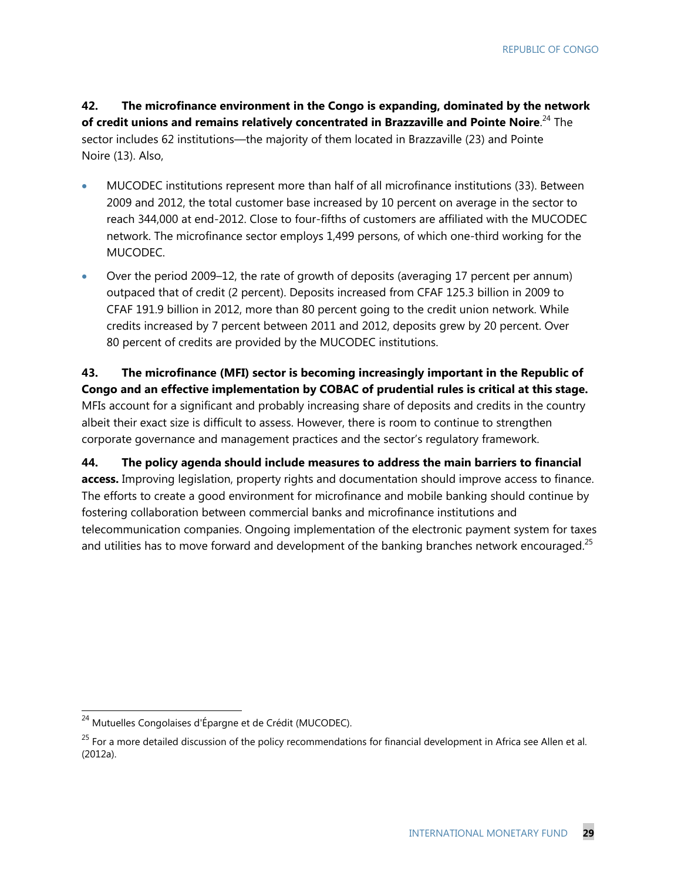**42. The microfinance environment in the Congo is expanding, dominated by the network of credit unions and remains relatively concentrated in Brazzaville and Pointe Noire**.[24] The sector includes 62 institutions—the majority of them located in Brazzaville (23) and Pointe Noire (13). Also,

- MUCODEC institutions represent more than half of all microfinance institutions (33). Between 2009 and 2012, the total customer base increased by 10 percent on average in the sector to reach 344,000 at end-2012. Close to four-fifths of customers are affiliated with the MUCODEC network. The microfinance sector employs 1,499 persons, of which one-third working for the MUCODEC.
- Over the period 2009–12, the rate of growth of deposits (averaging 17 percent per annum) outpaced that of credit (2 percent). Deposits increased from CFAF 125.3 billion in 2009 to CFAF 191.9 billion in 2012, more than 80 percent going to the credit union network. While credits increased by 7 percent between 2011 and 2012, deposits grew by 20 percent. Over 80 percent of credits are provided by the MUCODEC institutions.

**43. The microfinance (MFI) sector is becoming increasingly important in the Republic of Congo and an effective implementation by COBAC of prudential rules is critical at this stage.** MFIs account for a significant and probably increasing share of deposits and credits in the country albeit their exact size is difficult to assess. However, there is room to continue to strengthen corporate governance and management practices and the sector's regulatory framework.

**44. The policy agenda should include measures to address the main barriers to financial access.** Improving legislation, property rights and documentation should improve access to finance. The efforts to create a good environment for microfinance and mobile banking should continue by fostering collaboration between commercial banks and microfinance institutions and telecommunication companies. Ongoing implementation of the electronic payment system for taxes and utilities has to move forward and development of the banking branches network encouraged.[25]

---

[24] Mutuelles Congolaises d'Épargne et de Crédit (MUCODEC).

[25] For a more detailed discussion of the policy recommendations for financial development in Africa see Allen et al. (2012a).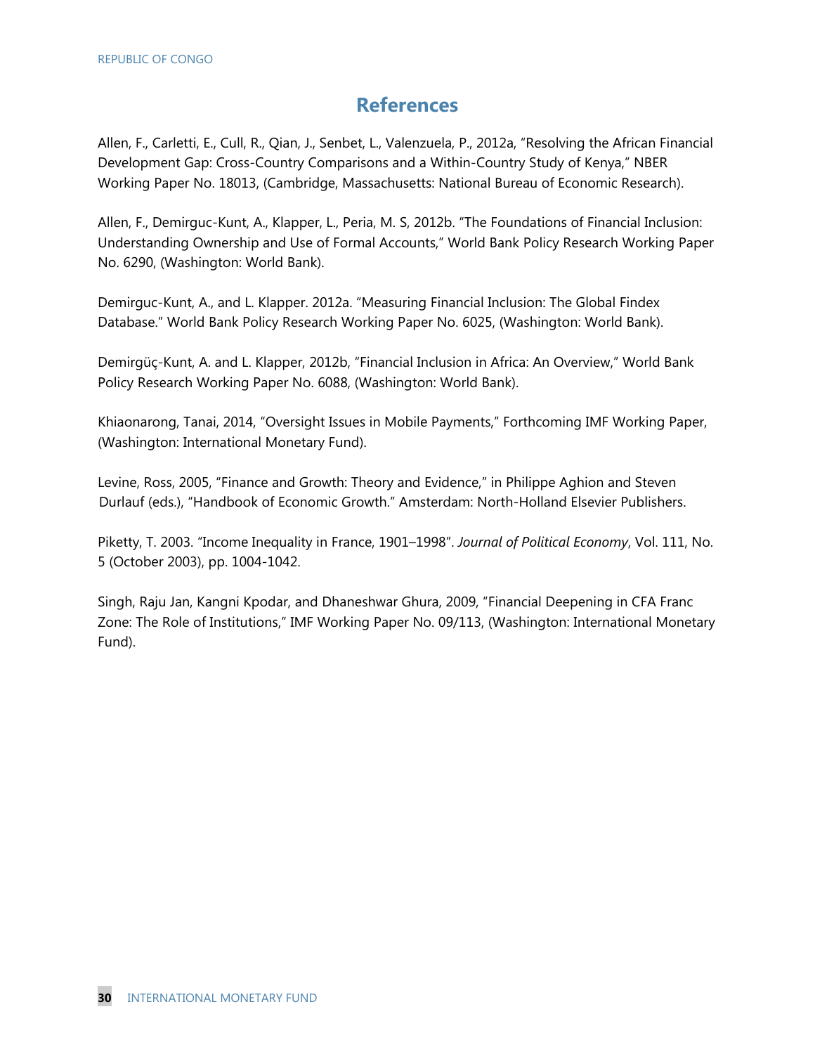## References

Allen, F., Carletti, E., Cull, R., Qian, J., Senbet, L., Valenzuela, P., 2012a, "Resolving the African Financial Development Gap: Cross-Country Comparisons and a Within-Country Study of Kenya," NBER Working Paper No. 18013, (Cambridge, Massachusetts: National Bureau of Economic Research).

Allen, F., Demirguc-Kunt, A., Klapper, L., Peria, M. S, 2012b. "The Foundations of Financial Inclusion: Understanding Ownership and Use of Formal Accounts," World Bank Policy Research Working Paper No. 6290, (Washington: World Bank).

Demirguc-Kunt, A., and L. Klapper. 2012a. "Measuring Financial Inclusion: The Global Findex Database." World Bank Policy Research Working Paper No. 6025, (Washington: World Bank).

Demirgüç-Kunt, A. and L. Klapper, 2012b, "Financial Inclusion in Africa: An Overview," World Bank Policy Research Working Paper No. 6088, (Washington: World Bank).

Khiaonarong, Tanai, 2014, "Oversight Issues in Mobile Payments," Forthcoming IMF Working Paper, (Washington: International Monetary Fund).

Levine, Ross, 2005, "Finance and Growth: Theory and Evidence," in Philippe Aghion and Steven Durlauf (eds.), "Handbook of Economic Growth." Amsterdam: North-Holland Elsevier Publishers.

Piketty, T. 2003. "Income Inequality in France, 1901–1998". *Journal of Political Economy*, Vol. 111, No. 5 (October 2003), pp. 1004-1042.

Singh, Raju Jan, Kangni Kpodar, and Dhaneshwar Ghura, 2009, "Financial Deepening in CFA Franc Zone: The Role of Institutions," IMF Working Paper No. 09/113, (Washington: International Monetary Fund).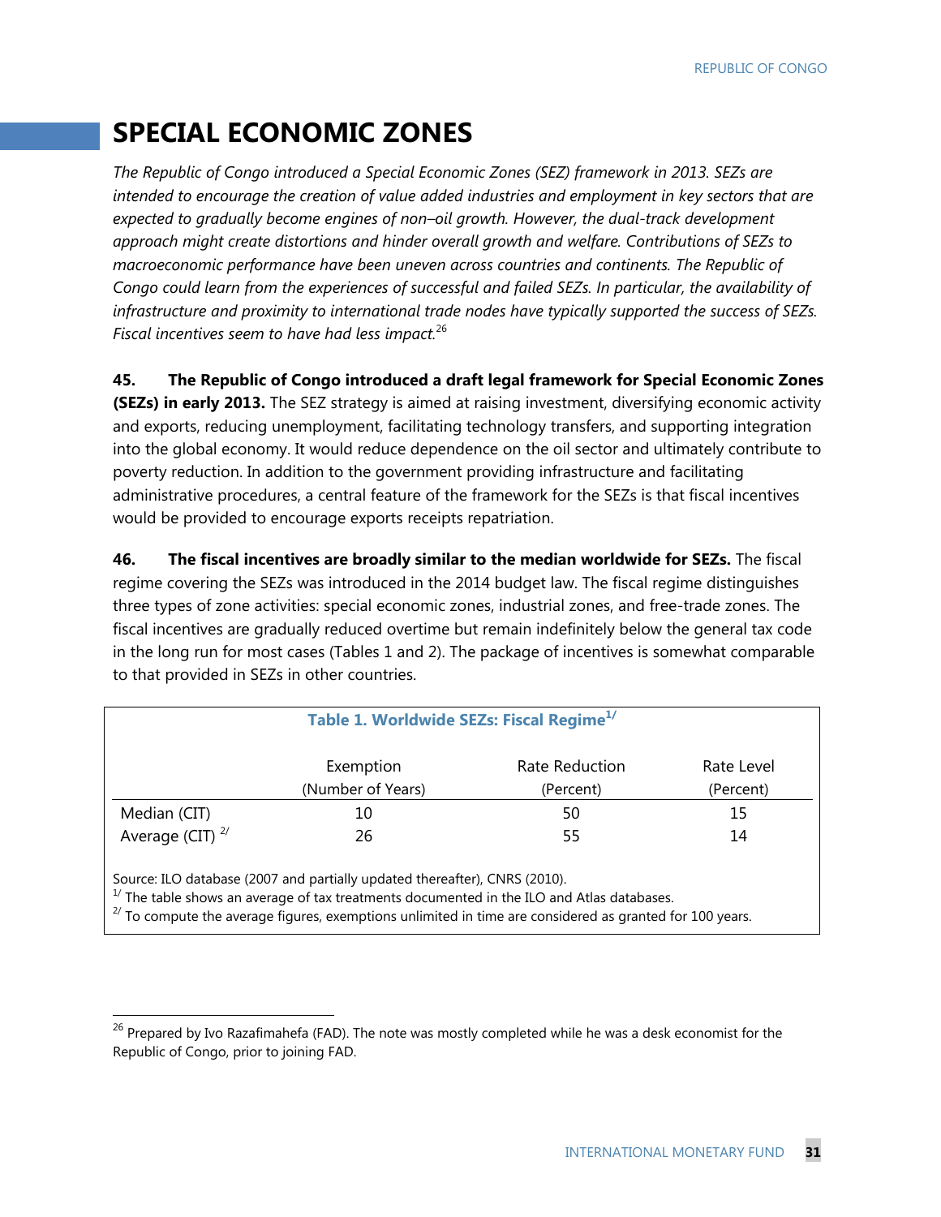# SPECIAL ECONOMIC ZONES

*The Republic of Congo introduced a Special Economic Zones (SEZ) framework in 2013. SEZs are intended to encourage the creation of value added industries and employment in key sectors that are expected to gradually become engines of non–oil growth. However, the dual-track development approach might create distortions and hinder overall growth and welfare. Contributions of SEZs to macroeconomic performance have been uneven across countries and continents. The Republic of Congo could learn from the experiences of successful and failed SEZs. In particular, the availability of infrastructure and proximity to international trade nodes have typically supported the success of SEZs. Fiscal incentives seem to have had less impact.*[26]

**45. The Republic of Congo introduced a draft legal framework for Special Economic Zones (SEZs) in early 2013.** The SEZ strategy is aimed at raising investment, diversifying economic activity and exports, reducing unemployment, facilitating technology transfers, and supporting integration into the global economy. It would reduce dependence on the oil sector and ultimately contribute to poverty reduction. In addition to the government providing infrastructure and facilitating administrative procedures, a central feature of the framework for the SEZs is that fiscal incentives would be provided to encourage exports receipts repatriation.

**46. The fiscal incentives are broadly similar to the median worldwide for SEZs.** The fiscal regime covering the SEZs was introduced in the 2014 budget law. The fiscal regime distinguishes three types of zone activities: special economic zones, industrial zones, and free-trade zones. The fiscal incentives are gradually reduced overtime but remain indefinitely below the general tax code in the long run for most cases (Tables 1 and 2). The package of incentives is somewhat comparable to that provided in SEZs in other countries.

**Table 1. Worldwide SEZs: Fiscal Regime**[1/]

| | Exemption (Number of Years) | Rate Reduction (Percent) | Rate Level (Percent) |
|---|---|---|---|
| Median (CIT) | 10 | 50 | 15 |
| Average (CIT) [2/] | 26 | 55 | 14 |

Source: ILO database (2007 and partially updated thereafter), CNRS (2010).
[1/] The table shows an average of tax treatments documented in the ILO and Atlas databases.
[2/] To compute the average figures, exemptions unlimited in time are considered as granted for 100 years.

[26] Prepared by Ivo Razafimahefa (FAD). The note was mostly completed while he was a desk economist for the Republic of Congo, prior to joining FAD.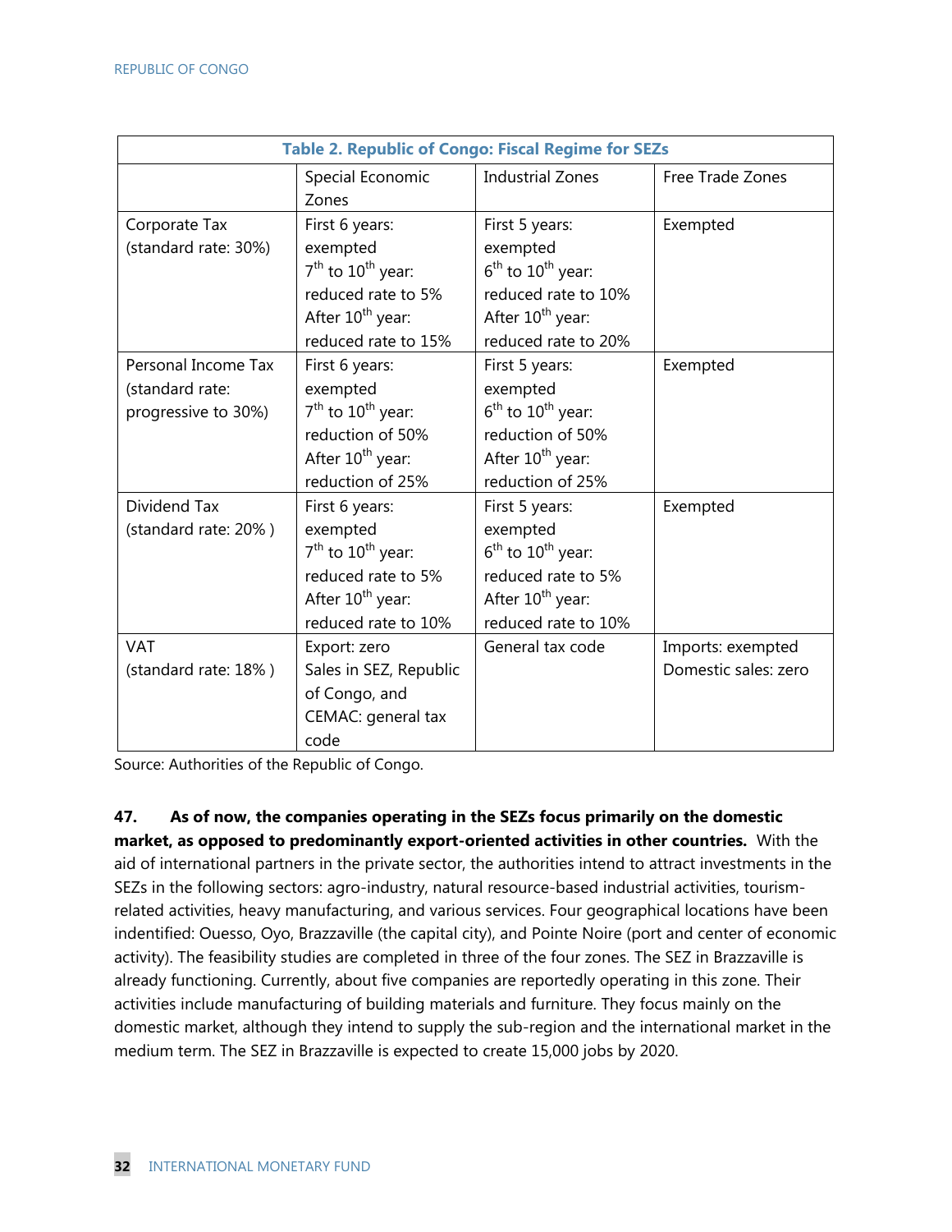**Table 2. Republic of Congo: Fiscal Regime for SEZs**

| | Special Economic Zones | Industrial Zones | Free Trade Zones |
|---|---|---|---|
| Corporate Tax (standard rate: 30%) | First 6 years: exempted<br>7th to 10th year: reduced rate to 5%<br>After 10th year: reduced rate to 15% | First 5 years: exempted<br>6th to 10th year: reduced rate to 10%<br>After 10th year: reduced rate to 20% | Exempted |
| Personal Income Tax (standard rate: progressive to 30%) | First 6 years: exempted<br>7th to 10th year: reduction of 50%<br>After 10th year: reduction of 25% | First 5 years: exempted<br>6th to 10th year: reduction of 50%<br>After 10th year: reduction of 25% | Exempted |
| Dividend Tax (standard rate: 20% ) | First 6 years: exempted<br>7th to 10th year: reduced rate to 5%<br>After 10th year: reduced rate to 10% | First 5 years: exempted<br>6th to 10th year: reduced rate to 5%<br>After 10th year: reduced rate to 10% | Exempted |
| VAT (standard rate: 18% ) | Export: zero<br>Sales in SEZ, Republic of Congo, and CEMAC: general tax code | General tax code | Imports: exempted<br>Domestic sales: zero |

Source: Authorities of the Republic of Congo.

**47. As of now, the companies operating in the SEZs focus primarily on the domestic market, as opposed to predominantly export-oriented activities in other countries.** With the aid of international partners in the private sector, the authorities intend to attract investments in the SEZs in the following sectors: agro-industry, natural resource-based industrial activities, tourism-related activities, heavy manufacturing, and various services. Four geographical locations have been indentified: Ouesso, Oyo, Brazzaville (the capital city), and Pointe Noire (port and center of economic activity). The feasibility studies are completed in three of the four zones. The SEZ in Brazzaville is already functioning. Currently, about five companies are reportedly operating in this zone. Their activities include manufacturing of building materials and furniture. They focus mainly on the domestic market, although they intend to supply the sub-region and the international market in the medium term. The SEZ in Brazzaville is expected to create 15,000 jobs by 2020.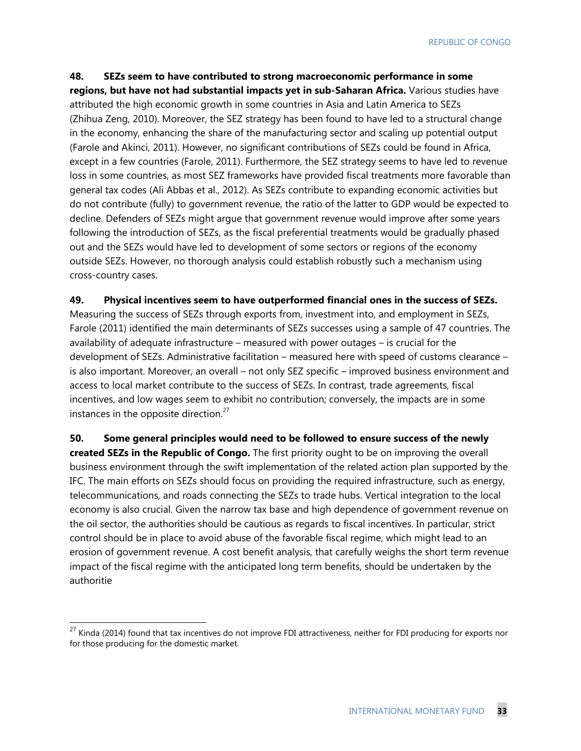**48. SEZs seem to have contributed to strong macroeconomic performance in some regions, but have not had substantial impacts yet in sub-Saharan Africa.** Various studies have attributed the high economic growth in some countries in Asia and Latin America to SEZs (Zhihua Zeng, 2010). Moreover, the SEZ strategy has been found to have led to a structural change in the economy, enhancing the share of the manufacturing sector and scaling up potential output (Farole and Akinci, 2011). However, no significant contributions of SEZs could be found in Africa, except in a few countries (Farole, 2011). Furthermore, the SEZ strategy seems to have led to revenue loss in some countries, as most SEZ frameworks have provided fiscal treatments more favorable than general tax codes (Ali Abbas et al., 2012). As SEZs contribute to expanding economic activities but do not contribute (fully) to government revenue, the ratio of the latter to GDP would be expected to decline. Defenders of SEZs might argue that government revenue would improve after some years following the introduction of SEZs, as the fiscal preferential treatments would be gradually phased out and the SEZs would have led to development of some sectors or regions of the economy outside SEZs. However, no thorough analysis could establish robustly such a mechanism using cross-country cases.

**49. Physical incentives seem to have outperformed financial ones in the success of SEZs.** Measuring the success of SEZs through exports from, investment into, and employment in SEZs, Farole (2011) identified the main determinants of SEZs successes using a sample of 47 countries. The availability of adequate infrastructure – measured with power outages – is crucial for the development of SEZs. Administrative facilitation – measured here with speed of customs clearance – is also important. Moreover, an overall – not only SEZ specific – improved business environment and access to local market contribute to the success of SEZs. In contrast, trade agreements, fiscal incentives, and low wages seem to exhibit no contribution; conversely, the impacts are in some instances in the opposite direction.[27]

**50. Some general principles would need to be followed to ensure success of the newly created SEZs in the Republic of Congo.** The first priority ought to be on improving the overall business environment through the swift implementation of the related action plan supported by the IFC. The main efforts on SEZs should focus on providing the required infrastructure, such as energy, telecommunications, and roads connecting the SEZs to trade hubs. Vertical integration to the local economy is also crucial. Given the narrow tax base and high dependence of government revenue on the oil sector, the authorities should be cautious as regards to fiscal incentives. In particular, strict control should be in place to avoid abuse of the favorable fiscal regime, which might lead to an erosion of government revenue. A cost benefit analysis, that carefully weighs the short term revenue impact of the fiscal regime with the anticipated long term benefits, should be undertaken by the authoritie

---

[27] Kinda (2014) found that tax incentives do not improve FDI attractiveness, neither for FDI producing for exports nor for those producing for the domestic market.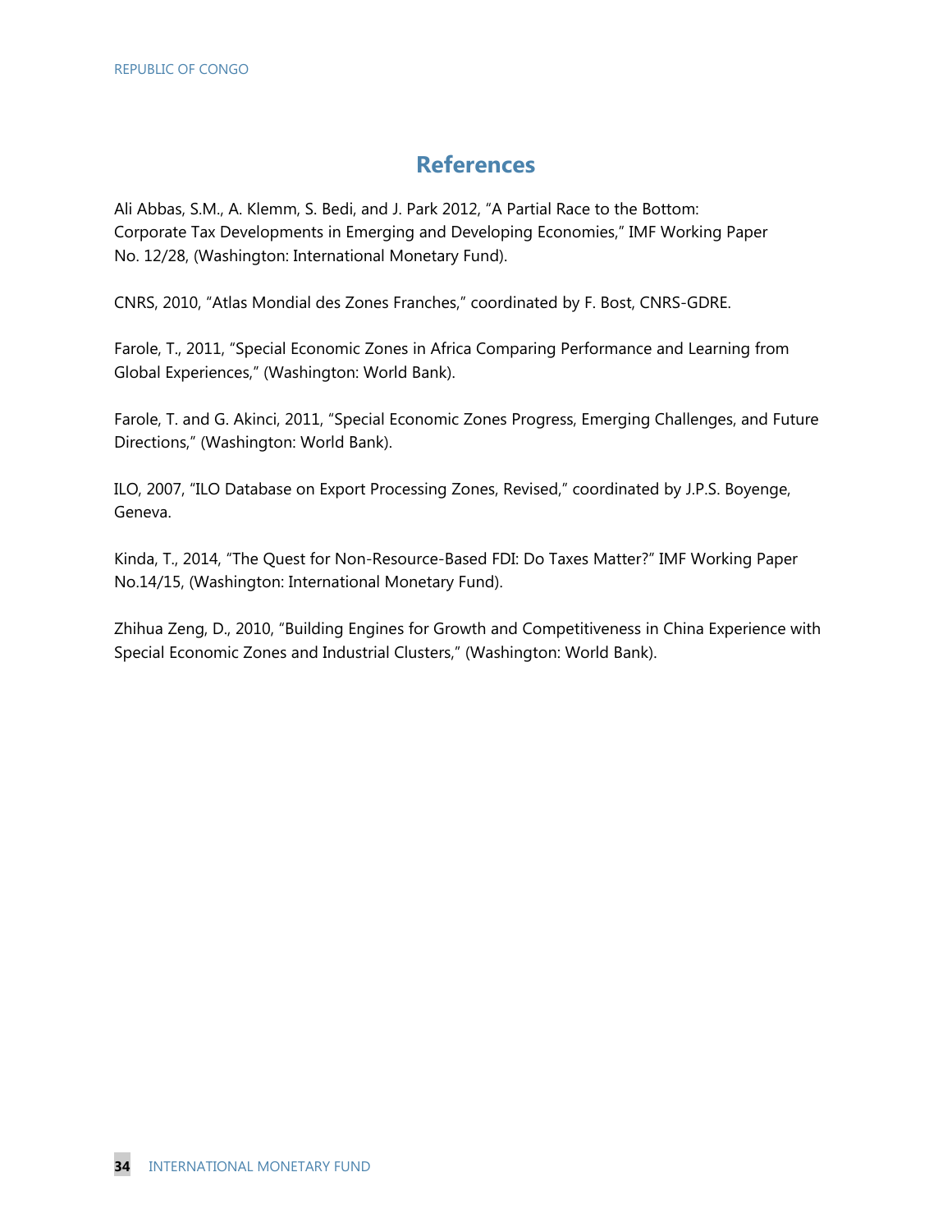# References

Ali Abbas, S.M., A. Klemm, S. Bedi, and J. Park 2012, "A Partial Race to the Bottom: Corporate Tax Developments in Emerging and Developing Economies," IMF Working Paper No. 12/28, (Washington: International Monetary Fund).

CNRS, 2010, "Atlas Mondial des Zones Franches," coordinated by F. Bost, CNRS-GDRE.

Farole, T., 2011, "Special Economic Zones in Africa Comparing Performance and Learning from Global Experiences," (Washington: World Bank).

Farole, T. and G. Akinci, 2011, "Special Economic Zones Progress, Emerging Challenges, and Future Directions," (Washington: World Bank).

ILO, 2007, "ILO Database on Export Processing Zones, Revised," coordinated by J.P.S. Boyenge, Geneva.

Kinda, T., 2014, "The Quest for Non-Resource-Based FDI: Do Taxes Matter?" IMF Working Paper No.14/15, (Washington: International Monetary Fund).

Zhihua Zeng, D., 2010, "Building Engines for Growth and Competitiveness in China Experience with Special Economic Zones and Industrial Clusters," (Washington: World Bank).